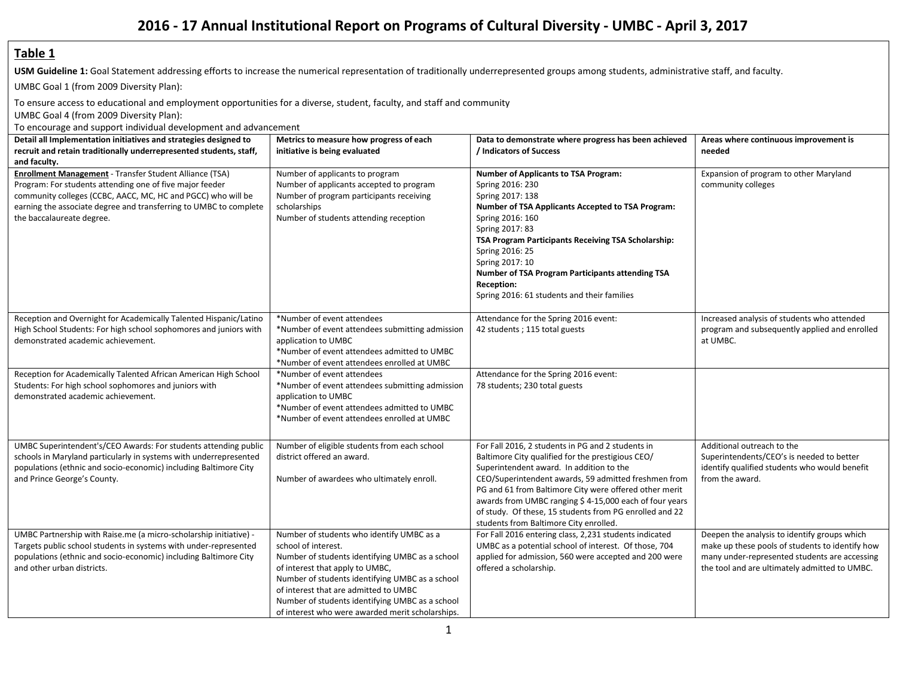# 2016 - 17 Annual Institutional Report on Programs of Cultural Diversity - UMBC - April 3, 2017

## Table 1

**USM Guideline 1:** Goal Statement addressing efforts to increase the numerical representation of traditionally underrepresented groups among students, administrative staff, and faculty.

UMBC Goal 1 (from 2009 Diversity Plan):

To ensure access to educational and employment opportunities for a diverse, student, faculty, and staff and community

UMBC Goal 4 (from 2009 Diversity Plan):

To encourage and support individual development and advancement

| Detail all Implementation initiatives and strategies designed to recruit and retain traditionally underrepresented students, staff, and faculty. | Metrics to measure how progress of each initiative is being evaluated | Data to demonstrate where progress has been achieved / Indicators of Success | Areas where continuous improvement is needed |
|---|---|---|---|
| **Enrollment Management** - Transfer Student Alliance (TSA) Program: For students attending one of five major feeder community colleges (CCBC, AACC, MC, HC and PGCC) who will be earning the associate degree and transferring to UMBC to complete the baccalaureate degree. | Number of applicants to program<br>Number of applicants accepted to program<br>Number of program participants receiving scholarships<br>Number of students attending reception | **Number of Applicants to TSA Program:**<br>Spring 2016: 230<br>Spring 2017: 138<br>**Number of TSA Applicants Accepted to TSA Program:**<br>Spring 2016: 160<br>Spring 2017: 83<br>**TSA Program Participants Receiving TSA Scholarship:**<br>Spring 2016: 25<br>Spring 2017: 10<br>**Number of TSA Program Participants attending TSA Reception:**<br>Spring 2016: 61 students and their families | Expansion of program to other Maryland community colleges |
| Reception and Overnight for Academically Talented Hispanic/Latino High School Students: For high school sophomores and juniors with demonstrated academic achievement. | *Number of event attendees<br>*Number of event attendees submitting admission application to UMBC<br>*Number of event attendees admitted to UMBC<br>*Number of event attendees enrolled at UMBC | Attendance for the Spring 2016 event:<br>42 students ; 115 total guests | Increased analysis of students who attended program and subsequently applied and enrolled at UMBC. |
| Reception for Academically Talented African American High School Students: For high school sophomores and juniors with demonstrated academic achievement. | *Number of event attendees<br>*Number of event attendees submitting admission application to UMBC<br>*Number of event attendees admitted to UMBC<br>*Number of event attendees enrolled at UMBC | Attendance for the Spring 2016 event:<br>78 students; 230 total guests | |
| UMBC Superintendent's/CEO Awards: For students attending public schools in Maryland particularly in systems with underrepresented populations (ethnic and socio-economic) including Baltimore City and Prince George's County. | Number of eligible students from each school district offered an award.<br><br>Number of awardees who ultimately enroll. | For Fall 2016, 2 students in PG and 2 students in Baltimore City qualified for the prestigious CEO/ Superintendent award. In addition to the CEO/Superintendent awards, 59 admitted freshmen from PG and 61 from Baltimore City were offered other merit awards from UMBC ranging $ 4-15,000 each of four years of study. Of these, 15 students from PG enrolled and 22 students from Baltimore City enrolled. | Additional outreach to the Superintendents/CEO's is needed to better identify qualified students who would benefit from the award. |
| UMBC Partnership with Raise.me (a micro-scholarship initiative) - Targets public school students in systems with under-represented populations (ethnic and socio-economic) including Baltimore City and other urban districts. | Number of students who identify UMBC as a school of interest.<br>Number of students identifying UMBC as a school of interest that apply to UMBC,<br>Number of students identifying UMBC as a school of interest that are admitted to UMBC<br>Number of students identifying UMBC as a school of interest who were awarded merit scholarships. | For Fall 2016 entering class, 2,231 students indicated UMBC as a potential school of interest. Of those, 704 applied for admission, 560 were accepted and 200 were offered a scholarship. | Deepen the analysis to identify groups which make up these pools of students to identify how many under-represented students are accessing the tool and are ultimately admitted to UMBC. |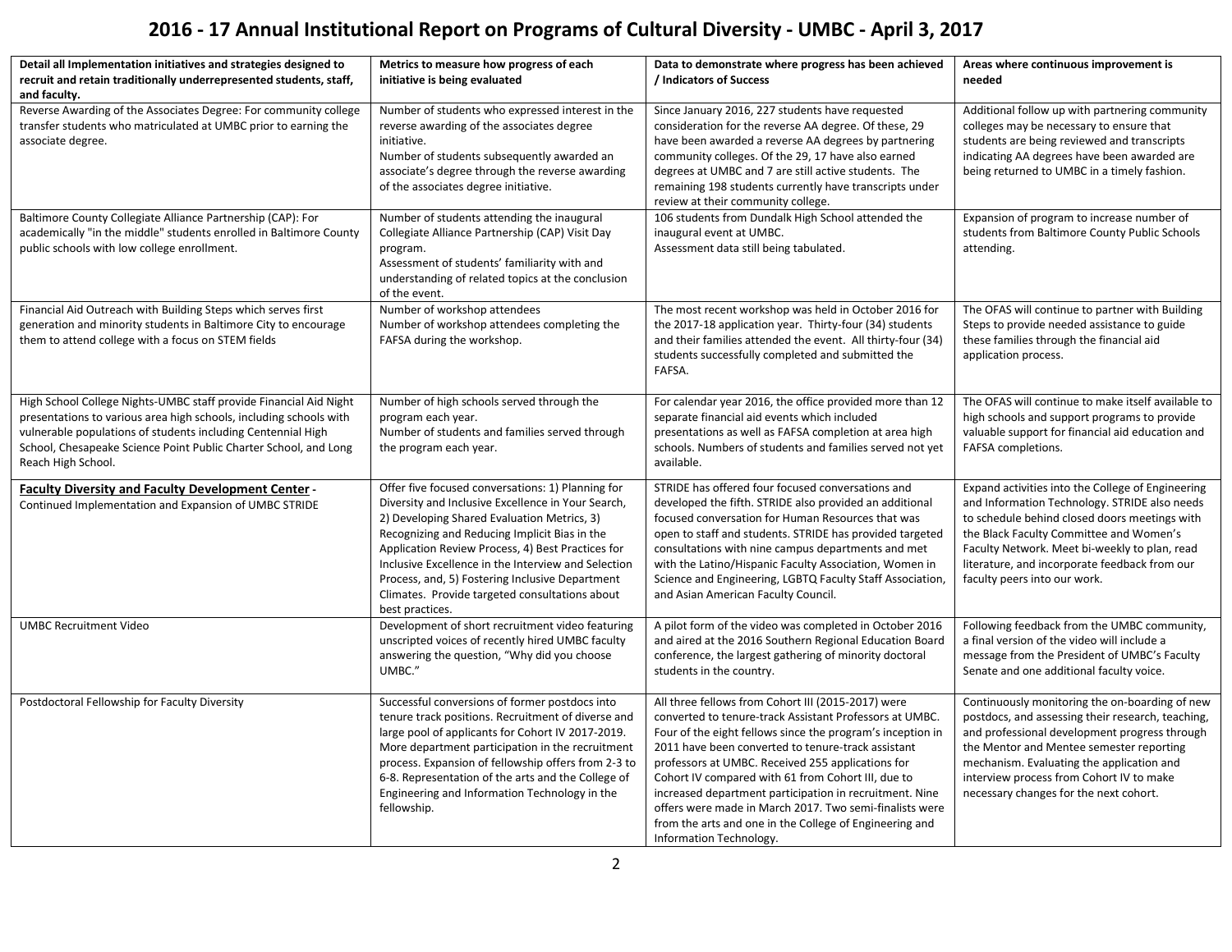# 2016 - 17 Annual Institutional Report on Programs of Cultural Diversity - UMBC - April 3, 2017

| Detail all Implementation initiatives and strategies designed to recruit and retain traditionally underrepresented students, staff, and faculty. | Metrics to measure how progress of each initiative is being evaluated | Data to demonstrate where progress has been achieved / Indicators of Success | Areas where continuous improvement is needed |
|---|---|---|---|
| Reverse Awarding of the Associates Degree: For community college transfer students who matriculated at UMBC prior to earning the associate degree. | Number of students who expressed interest in the reverse awarding of the associates degree initiative.<br>Number of students subsequently awarded an associate's degree through the reverse awarding of the associates degree initiative. | Since January 2016, 227 students have requested consideration for the reverse AA degree. Of these, 29 have been awarded a reverse AA degrees by partnering community colleges. Of the 29, 17 have also earned degrees at UMBC and 7 are still active students. The remaining 198 students currently have transcripts under review at their community college. | Additional follow up with partnering community colleges may be necessary to ensure that students are being reviewed and transcripts indicating AA degrees have been awarded are being returned to UMBC in a timely fashion. |
| Baltimore County Collegiate Alliance Partnership (CAP): For academically "in the middle" students enrolled in Baltimore County public schools with low college enrollment. | Number of students attending the inaugural Collegiate Alliance Partnership (CAP) Visit Day program.<br>Assessment of students' familiarity with and understanding of related topics at the conclusion of the event. | 106 students from Dundalk High School attended the inaugural event at UMBC.<br>Assessment data still being tabulated. | Expansion of program to increase number of students from Baltimore County Public Schools attending. |
| Financial Aid Outreach with Building Steps which serves first generation and minority students in Baltimore City to encourage them to attend college with a focus on STEM fields | Number of workshop attendees<br>Number of workshop attendees completing the FAFSA during the workshop. | The most recent workshop was held in October 2016 for the 2017-18 application year. Thirty-four (34) students and their families attended the event. All thirty-four (34) students successfully completed and submitted the FAFSA. | The OFAS will continue to partner with Building Steps to provide needed assistance to guide these families through the financial aid application process. |
| High School College Nights-UMBC staff provide Financial Aid Night presentations to various area high schools, including schools with vulnerable populations of students including Centennial High School, Chesapeake Science Point Public Charter School, and Long Reach High School. | Number of high schools served through the program each year.<br>Number of students and families served through the program each year. | For calendar year 2016, the office provided more than 12 separate financial aid events which included presentations as well as FAFSA completion at area high schools. Numbers of students and families served not yet available. | The OFAS will continue to make itself available to high schools and support programs to provide valuable support for financial aid education and FAFSA completions. |
| **Faculty Diversity and Faculty Development Center** - Continued Implementation and Expansion of UMBC STRIDE | Offer five focused conversations: 1) Planning for Diversity and Inclusive Excellence in Your Search, 2) Developing Shared Evaluation Metrics, 3) Recognizing and Reducing Implicit Bias in the Application Review Process, 4) Best Practices for Inclusive Excellence in the Interview and Selection Process, and, 5) Fostering Inclusive Department Climates. Provide targeted consultations about best practices. | STRIDE has offered four focused conversations and developed the fifth. STRIDE also provided an additional focused conversation for Human Resources that was open to staff and students. STRIDE has provided targeted consultations with nine campus departments and met with the Latino/Hispanic Faculty Association, Women in Science and Engineering, LGBTQ Faculty Staff Association, and Asian American Faculty Council. | Expand activities into the College of Engineering and Information Technology. STRIDE also needs to schedule behind closed doors meetings with the Black Faculty Committee and Women's Faculty Network. Meet bi-weekly to plan, read literature, and incorporate feedback from our faculty peers into our work. |
| UMBC Recruitment Video | Development of short recruitment video featuring unscripted voices of recently hired UMBC faculty answering the question, "Why did you choose UMBC." | A pilot form of the video was completed in October 2016 and aired at the 2016 Southern Regional Education Board conference, the largest gathering of minority doctoral students in the country. | Following feedback from the UMBC community, a final version of the video will include a message from the President of UMBC's Faculty Senate and one additional faculty voice. |
| Postdoctoral Fellowship for Faculty Diversity | Successful conversions of former postdocs into tenure track positions. Recruitment of diverse and large pool of applicants for Cohort IV 2017-2019. More department participation in the recruitment process. Expansion of fellowship offers from 2-3 to 6-8. Representation of the arts and the College of Engineering and Information Technology in the fellowship. | All three fellows from Cohort III (2015-2017) were converted to tenure-track Assistant Professors at UMBC. Four of the eight fellows since the program's inception in 2011 have been converted to tenure-track assistant professors at UMBC. Received 255 applications for Cohort IV compared with 61 from Cohort III, due to increased department participation in recruitment. Nine offers were made in March 2017. Two semi-finalists were from the arts and one in the College of Engineering and Information Technology. | Continuously monitoring the on-boarding of new postdocs, and assessing their research, teaching, and professional development progress through the Mentor and Mentee semester reporting mechanism. Evaluating the application and interview process from Cohort IV to make necessary changes for the next cohort. |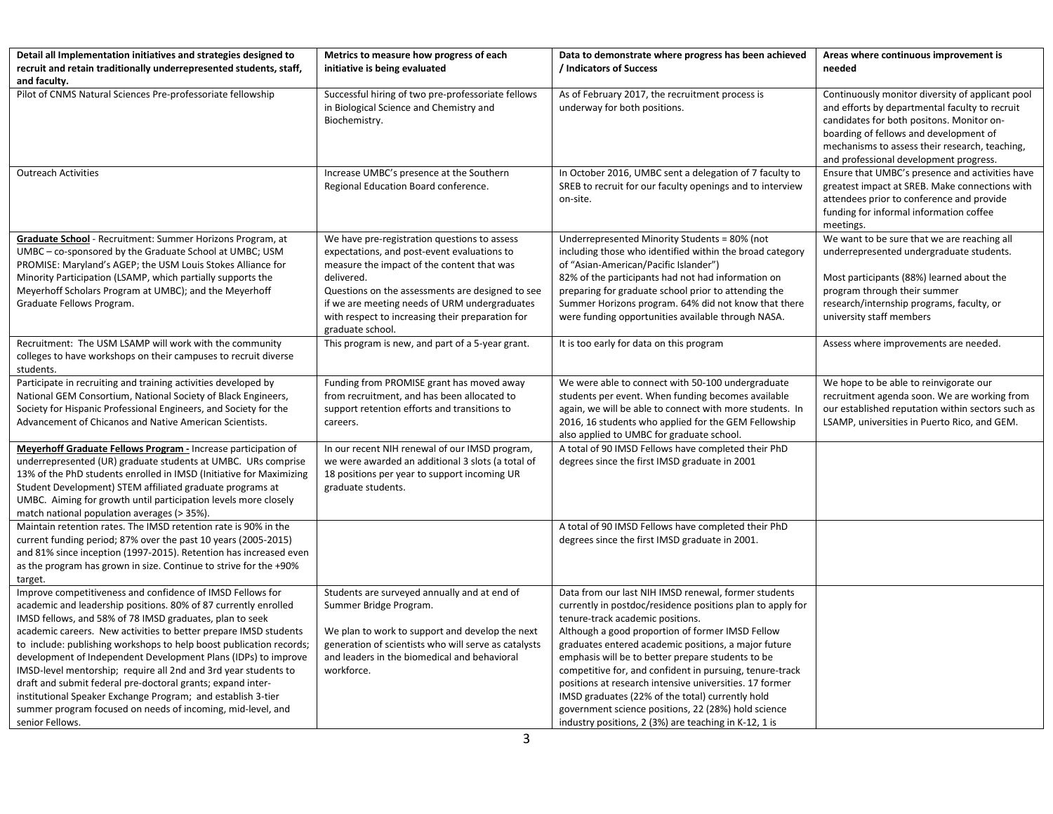| Detail all Implementation initiatives and strategies designed to recruit and retain traditionally underrepresented students, staff, and faculty. | Metrics to measure how progress of each initiative is being evaluated | Data to demonstrate where progress has been achieved / Indicators of Success | Areas where continuous improvement is needed |
|---|---|---|---|
| Pilot of CNMS Natural Sciences Pre-professoriate fellowship | Successful hiring of two pre-professoriate fellows in Biological Science and Chemistry and Biochemistry. | As of February 2017, the recruitment process is underway for both positions. | Continuously monitor diversity of applicant pool and efforts by departmental faculty to recruit candidates for both positons. Monitor on-boarding of fellows and development of mechanisms to assess their research, teaching, and professional development progress. |
| Outreach Activities | Increase UMBC's presence at the Southern Regional Education Board conference. | In October 2016, UMBC sent a delegation of 7 faculty to SREB to recruit for our faculty openings and to interview on-site. | Ensure that UMBC's presence and activities have greatest impact at SREB. Make connections with attendees prior to conference and provide funding for informal information coffee meetings. |
| **Graduate School** - Recruitment: Summer Horizons Program, at UMBC – co-sponsored by the Graduate School at UMBC; USM PROMISE: Maryland's AGEP; the USM Louis Stokes Alliance for Minority Participation (LSAMP, which partially supports the Meyerhoff Scholars Program at UMBC); and the Meyerhoff Graduate Fellows Program. | We have pre-registration questions to assess expectations, and post-event evaluations to measure the impact of the content that was delivered.<br>Questions on the assessments are designed to see if we are meeting needs of URM undergraduates with respect to increasing their preparation for graduate school. | Underrepresented Minority Students = 80% (not including those who identified within the broad category of "Asian-American/Pacific Islander")<br>82% of the participants had not had information on preparing for graduate school prior to attending the Summer Horizons program. 64% did not know that there were funding opportunities available through NASA. | We want to be sure that we are reaching all underrepresented undergraduate students.<br><br>Most participants (88%) learned about the program through their summer research/internship programs, faculty, or university staff members |
| Recruitment: The USM LSAMP will work with the community colleges to have workshops on their campuses to recruit diverse students. | This program is new, and part of a 5-year grant. | It is too early for data on this program | Assess where improvements are needed. |
| Participate in recruiting and training activities developed by National GEM Consortium, National Society of Black Engineers, Society for Hispanic Professional Engineers, and Society for the Advancement of Chicanos and Native American Scientists. | Funding from PROMISE grant has moved away from recruitment, and has been allocated to support retention efforts and transitions to careers. | We were able to connect with 50-100 undergraduate students per event. When funding becomes available again, we will be able to connect with more students. In 2016, 16 students who applied for the GEM Fellowship also applied to UMBC for graduate school. | We hope to be able to reinvigorate our recruitment agenda soon. We are working from our established reputation within sectors such as LSAMP, universities in Puerto Rico, and GEM. |
| **Meyerhoff Graduate Fellows Program -** Increase participation of underrepresented (UR) graduate students at UMBC. URs comprise 13% of the PhD students enrolled in IMSD (Initiative for Maximizing Student Development) STEM affiliated graduate programs at UMBC. Aiming for growth until participation levels more closely match national population averages (> 35%). | In our recent NIH renewal of our IMSD program, we were awarded an additional 3 slots (a total of 18 positions per year to support incoming UR graduate students. | A total of 90 IMSD Fellows have completed their PhD degrees since the first IMSD graduate in 2001 | |
| Maintain retention rates. The IMSD retention rate is 90% in the current funding period; 87% over the past 10 years (2005-2015) and 81% since inception (1997-2015). Retention has increased even as the program has grown in size. Continue to strive for the +90% target. | | A total of 90 IMSD Fellows have completed their PhD degrees since the first IMSD graduate in 2001. | |
| Improve competitiveness and confidence of IMSD Fellows for academic and leadership positions. 80% of 87 currently enrolled IMSD fellows, and 58% of 78 IMSD graduates, plan to seek academic careers. New activities to better prepare IMSD students to include: publishing workshops to help boost publication records; development of Independent Development Plans (IDPs) to improve IMSD-level mentorship; require all 2nd and 3rd year students to draft and submit federal pre-doctoral grants; expand inter-institutional Speaker Exchange Program; and establish 3-tier summer program focused on needs of incoming, mid-level, and senior Fellows. | Students are surveyed annually and at end of Summer Bridge Program.<br><br>We plan to work to support and develop the next generation of scientists who will serve as catalysts and leaders in the biomedical and behavioral workforce. | Data from our last NIH IMSD renewal, former students currently in postdoc/residence positions plan to apply for tenure-track academic positions.<br>Although a good proportion of former IMSD Fellow graduates entered academic positions, a major future emphasis will be to better prepare students to be competitive for, and confident in pursuing, tenure-track positions at research intensive universities. 17 former IMSD graduates (22% of the total) currently hold government science positions, 22 (28%) hold science industry positions, 2 (3%) are teaching in K-12, 1 is | |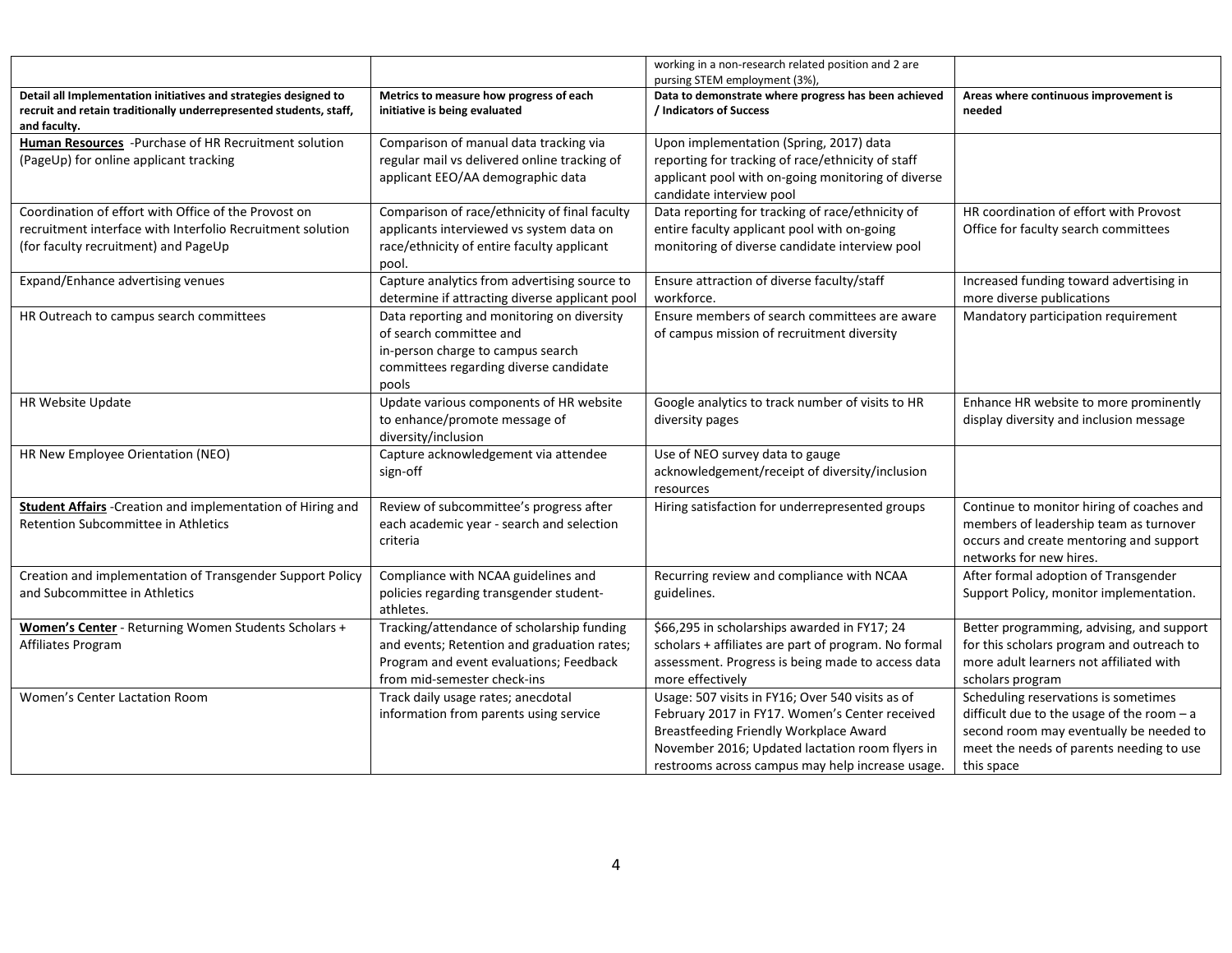| | | working in a non-research related position and 2 are pursuing STEM employment (3%), | |
|---|---|---|---|
| **Detail all Implementation initiatives and strategies designed to recruit and retain traditionally underrepresented students, staff, and faculty.** | **Metrics to measure how progress of each initiative is being evaluated** | **Data to demonstrate where progress has been achieved / Indicators of Success** | **Areas where continuous improvement is needed** |
| **Human Resources** -Purchase of HR Recruitment solution (PageUp) for online applicant tracking | Comparison of manual data tracking via regular mail vs delivered online tracking of applicant EEO/AA demographic data | Upon implementation (Spring, 2017) data reporting for tracking of race/ethnicity of staff applicant pool with on-going monitoring of diverse candidate interview pool | |
| Coordination of effort with Office of the Provost on recruitment interface with Interfolio Recruitment solution (for faculty recruitment) and PageUp | Comparison of race/ethnicity of final faculty applicants interviewed vs system data on race/ethnicity of entire faculty applicant pool. | Data reporting for tracking of race/ethnicity of entire faculty applicant pool with on-going monitoring of diverse candidate interview pool | HR coordination of effort with Provost Office for faculty search committees |
| Expand/Enhance advertising venues | Capture analytics from advertising source to determine if attracting diverse applicant pool | Ensure attraction of diverse faculty/staff workforce. | Increased funding toward advertising in more diverse publications |
| HR Outreach to campus search committees | Data reporting and monitoring on diversity of search committee and in-person charge to campus search committees regarding diverse candidate pools | Ensure members of search committees are aware of campus mission of recruitment diversity | Mandatory participation requirement |
| HR Website Update | Update various components of HR website to enhance/promote message of diversity/inclusion | Google analytics to track number of visits to HR diversity pages | Enhance HR website to more prominently display diversity and inclusion message |
| HR New Employee Orientation (NEO) | Capture acknowledgement via attendee sign-off | Use of NEO survey data to gauge acknowledgement/receipt of diversity/inclusion resources | |
| **Student Affairs** -Creation and implementation of Hiring and Retention Subcommittee in Athletics | Review of subcommittee's progress after each academic year - search and selection criteria | Hiring satisfaction for underrepresented groups | Continue to monitor hiring of coaches and members of leadership team as turnover occurs and create mentoring and support networks for new hires. |
| Creation and implementation of Transgender Support Policy and Subcommittee in Athletics | Compliance with NCAA guidelines and policies regarding transgender student-athletes. | Recurring review and compliance with NCAA guidelines. | After formal adoption of Transgender Support Policy, monitor implementation. |
| **Women's Center** - Returning Women Students Scholars + Affiliates Program | Tracking/attendance of scholarship funding and events; Retention and graduation rates; Program and event evaluations; Feedback from mid-semester check-ins | $66,295 in scholarships awarded in FY17; 24 scholars + affiliates are part of program. No formal assessment. Progress is being made to access data more effectively | Better programming, advising, and support for this scholars program and outreach to more adult learners not affiliated with scholars program |
| Women's Center Lactation Room | Track daily usage rates; anecdotal information from parents using service | Usage: 507 visits in FY16; Over 540 visits as of February 2017 in FY17. Women's Center received Breastfeeding Friendly Workplace Award November 2016; Updated lactation room flyers in restrooms across campus may help increase usage. | Scheduling reservations is sometimes difficult due to the usage of the room – a second room may eventually be needed to meet the needs of parents needing to use this space |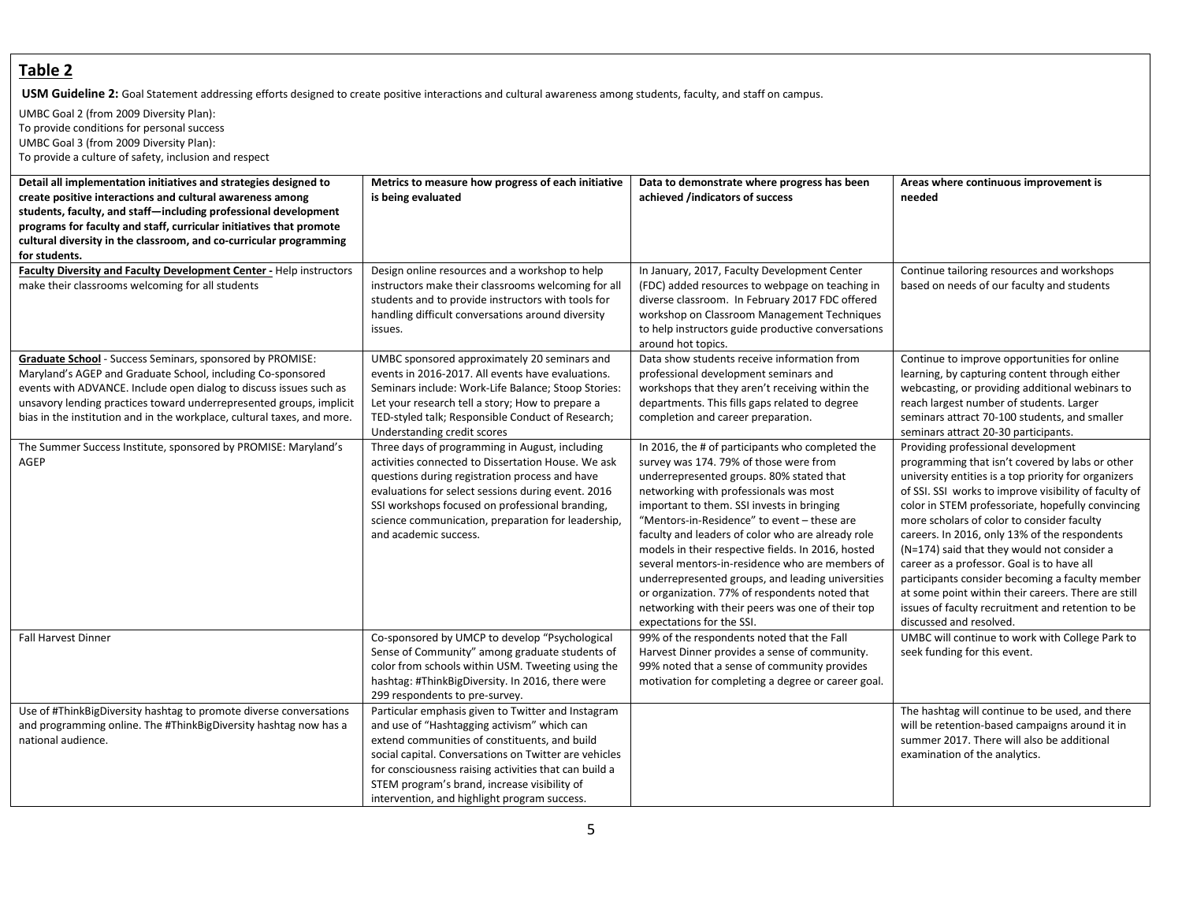## Table 2

**USM Guideline 2:** Goal Statement addressing efforts designed to create positive interactions and cultural awareness among students, faculty, and staff on campus.

UMBC Goal 2 (from 2009 Diversity Plan):
To provide conditions for personal success
UMBC Goal 3 (from 2009 Diversity Plan):
To provide a culture of safety, inclusion and respect

| Detail all implementation initiatives and strategies designed to create positive interactions and cultural awareness among students, faculty, and staff—including professional development programs for faculty and staff, curricular initiatives that promote cultural diversity in the classroom, and co-curricular programming for students. | Metrics to measure how progress of each initiative is being evaluated | Data to demonstrate where progress has been achieved /indicators of success | Areas where continuous improvement is needed |
|---|---|---|---|
| **Faculty Diversity and Faculty Development Center -** Help instructors make their classrooms welcoming for all students | Design online resources and a workshop to help instructors make their classrooms welcoming for all students and to provide instructors with tools for handling difficult conversations around diversity issues. | In January, 2017, Faculty Development Center (FDC) added resources to webpage on teaching in diverse classroom. In February 2017 FDC offered workshop on Classroom Management Techniques to help instructors guide productive conversations around hot topics. | Continue tailoring resources and workshops based on needs of our faculty and students |
| **Graduate School** - Success Seminars, sponsored by PROMISE: Maryland's AGEP and Graduate School, including Co-sponsored events with ADVANCE. Include open dialog to discuss issues such as unsavory lending practices toward underrepresented groups, implicit bias in the institution and in the workplace, cultural taxes, and more. | UMBC sponsored approximately 20 seminars and events in 2016-2017. All events have evaluations. Seminars include: Work-Life Balance; Stoop Stories: Let your research tell a story; How to prepare a TED-styled talk; Responsible Conduct of Research; Understanding credit scores | Data show students receive information from professional development seminars and workshops that they aren't receiving within the departments. This fills gaps related to degree completion and career preparation. | Continue to improve opportunities for online learning, by capturing content through either webcasting, or providing additional webinars to reach largest number of students. Larger seminars attract 70-100 students, and smaller seminars attract 20-30 participants. |
| The Summer Success Institute, sponsored by PROMISE: Maryland's AGEP | Three days of programming in August, including activities connected to Dissertation House. We ask questions during registration process and have evaluations for select sessions during event. 2016 SSI workshops focused on professional branding, science communication, preparation for leadership, and academic success. | In 2016, the # of participants who completed the survey was 174. 79% of those were from underrepresented groups. 80% stated that networking with professionals was most important to them. SSI invests in bringing "Mentors-in-Residence" to event – these are faculty and leaders of color who are already role models in their respective fields. In 2016, hosted several mentors-in-residence who are members of underrepresented groups, and leading universities or organization. 77% of respondents noted that networking with their peers was one of their top expectations for the SSI. | Providing professional development programming that isn't covered by labs or other university entities is a top priority for organizers of SSI. SSI works to improve visibility of faculty of color in STEM professoriate, hopefully convincing more scholars of color to consider faculty careers. In 2016, only 13% of the respondents (N=174) said that they would not consider a career as a professor. Goal is to have all participants consider becoming a faculty member at some point within their careers. There are still issues of faculty recruitment and retention to be discussed and resolved. |
| Fall Harvest Dinner | Co-sponsored by UMCP to develop "Psychological Sense of Community" among graduate students of color from schools within USM. Tweeting using the hashtag: #ThinkBigDiversity. In 2016, there were 299 respondents to pre-survey. | 99% of the respondents noted that the Fall Harvest Dinner provides a sense of community. 99% noted that a sense of community provides motivation for completing a degree or career goal. | UMBC will continue to work with College Park to seek funding for this event. |
| Use of #ThinkBigDiversity hashtag to promote diverse conversations and programming online. The #ThinkBigDiversity hashtag now has a national audience. | Particular emphasis given to Twitter and Instagram and use of "Hashtagging activism" which can extend communities of constituents, and build social capital. Conversations on Twitter are vehicles for consciousness raising activities that can build a STEM program's brand, increase visibility of intervention, and highlight program success. | | The hashtag will continue to be used, and there will be retention-based campaigns around it in summer 2017. There will also be additional examination of the analytics. |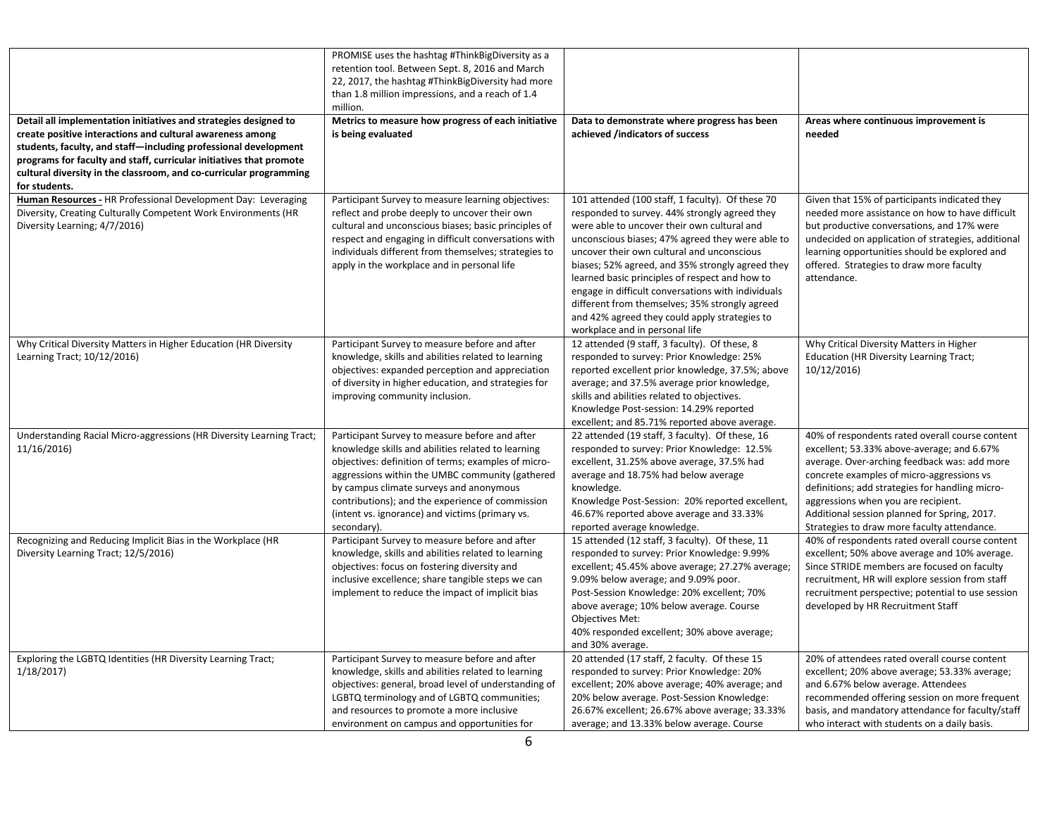| | | | |
|---|---|---|---|
| | PROMISE uses the hashtag #ThinkBigDiversity as a retention tool. Between Sept. 8, 2016 and March 22, 2017, the hashtag #ThinkBigDiversity had more than 1.8 million impressions, and a reach of 1.4 million. | | |
| **Detail all implementation initiatives and strategies designed to create positive interactions and cultural awareness among students, faculty, and staff—including professional development programs for faculty and staff, curricular initiatives that promote cultural diversity in the classroom, and co-curricular programming for students.** | **Metrics to measure how progress of each initiative is being evaluated** | **Data to demonstrate where progress has been achieved /indicators of success** | **Areas where continuous improvement is needed** |
| **Human Resources -** HR Professional Development Day: Leveraging Diversity, Creating Culturally Competent Work Environments (HR Diversity Learning; 4/7/2016) | Participant Survey to measure learning objectives: reflect and probe deeply to uncover their own cultural and unconscious biases; basic principles of respect and engaging in difficult conversations with individuals different from themselves; strategies to apply in the workplace and in personal life | 101 attended (100 staff, 1 faculty). Of these 70 responded to survey. 44% strongly agreed they were able to uncover their own cultural and unconscious biases; 47% agreed they were able to uncover their own cultural and unconscious biases; 52% agreed, and 35% strongly agreed they learned basic principles of respect and how to engage in difficult conversations with individuals different from themselves; 35% strongly agreed and 42% agreed they could apply strategies to workplace and in personal life | Given that 15% of participants indicated they needed more assistance on how to have difficult but productive conversations, and 17% were undecided on application of strategies, additional learning opportunities should be explored and offered. Strategies to draw more faculty attendance. |
| Why Critical Diversity Matters in Higher Education (HR Diversity Learning Tract; 10/12/2016) | Participant Survey to measure before and after knowledge, skills and abilities related to learning objectives: expanded perception and appreciation of diversity in higher education, and strategies for improving community inclusion. | 12 attended (9 staff, 3 faculty). Of these, 8 responded to survey: Prior Knowledge: 25% reported excellent prior knowledge, 37.5%; above average; and 37.5% average prior knowledge, skills and abilities related to objectives. Knowledge Post-session: 14.29% reported excellent; and 85.71% reported above average. | Why Critical Diversity Matters in Higher Education (HR Diversity Learning Tract; 10/12/2016) |
| Understanding Racial Micro-aggressions (HR Diversity Learning Tract; 11/16/2016) | Participant Survey to measure before and after knowledge skills and abilities related to learning objectives: definition of terms; examples of micro-aggressions within the UMBC community (gathered by campus climate surveys and anonymous contributions); and the experience of commission (intent vs. ignorance) and victims (primary vs. secondary). | 22 attended (19 staff, 3 faculty). Of these, 16 responded to survey: Prior Knowledge: 12.5% excellent, 31.25% above average, 37.5% had average and 18.75% had below average knowledge. Knowledge Post-Session: 20% reported excellent, 46.67% reported above average and 33.33% reported average knowledge. | 40% of respondents rated overall course content excellent; 53.33% above-average; and 6.67% average. Over-arching feedback was: add more concrete examples of micro-aggressions vs definitions; add strategies for handling micro-aggressions when you are recipient. Additional session planned for Spring, 2017. Strategies to draw more faculty attendance. |
| Recognizing and Reducing Implicit Bias in the Workplace (HR Diversity Learning Tract; 12/5/2016) | Participant Survey to measure before and after knowledge, skills and abilities related to learning objectives: focus on fostering diversity and inclusive excellence; share tangible steps we can implement to reduce the impact of implicit bias | 15 attended (12 staff, 3 faculty). Of these, 11 responded to survey: Prior Knowledge: 9.99% excellent; 45.45% above average; 27.27% average; 9.09% below average; and 9.09% poor. Post-Session Knowledge: 20% excellent; 70% above average; 10% below average. Course Objectives Met: 40% responded excellent; 30% above average; and 30% average. | 40% of respondents rated overall course content excellent; 50% above average and 10% average. Since STRIDE members are focused on faculty recruitment, HR will explore session from staff recruitment perspective; potential to use session developed by HR Recruitment Staff |
| Exploring the LGBTQ Identities (HR Diversity Learning Tract; 1/18/2017) | Participant Survey to measure before and after knowledge, skills and abilities related to learning objectives: general, broad level of understanding of LGBTQ terminology and of LGBTQ communities; and resources to promote a more inclusive environment on campus and opportunities for | 20 attended (17 staff, 2 faculty). Of these 15 responded to survey: Prior Knowledge: 20% excellent; 20% above average; 40% average; and 20% below average. Post-Session Knowledge: 26.67% excellent; 26.67% above average; 33.33% average; and 13.33% below average. Course | 20% of attendees rated overall course content excellent; 20% above average; 53.33% average; and 6.67% below average. Attendees recommended offering session on more frequent basis, and mandatory attendance for faculty/staff who interact with students on a daily basis. |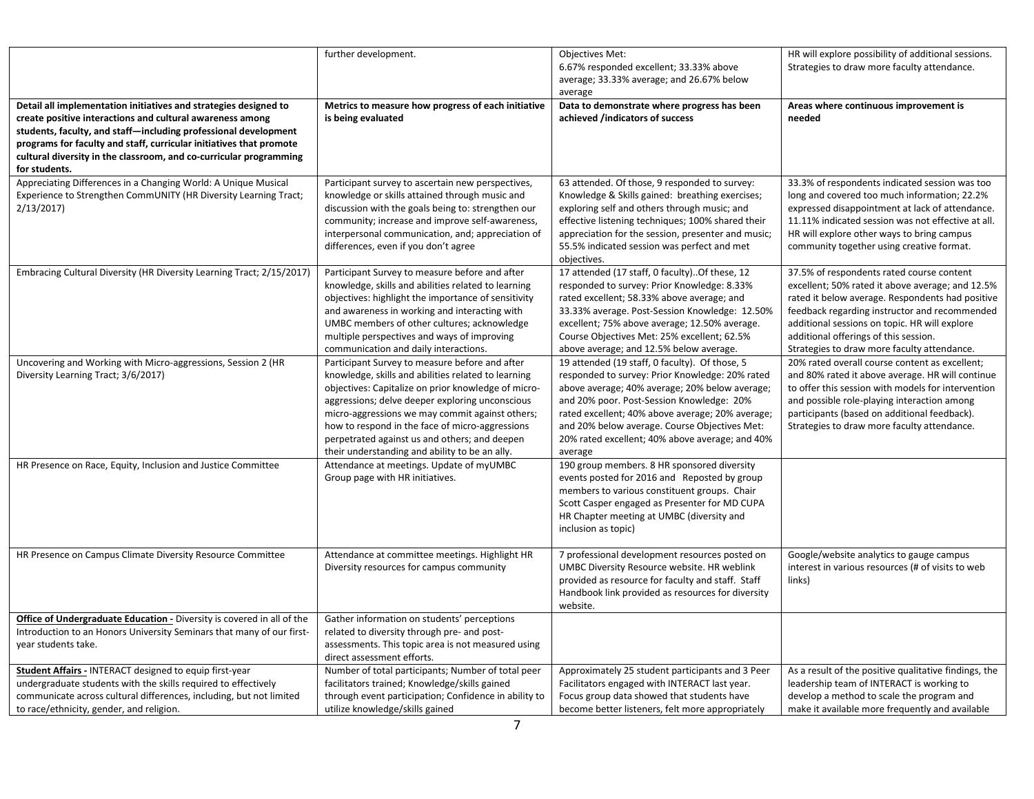| | further development. | Objectives Met: 6.67% responded excellent; 33.33% above average; 33.33% average; and 26.67% below average | HR will explore possibility of additional sessions. Strategies to draw more faculty attendance. |
|---|---|---|---|
| **Detail all implementation initiatives and strategies designed to create positive interactions and cultural awareness among students, faculty, and staff—including professional development programs for faculty and staff, curricular initiatives that promote cultural diversity in the classroom, and co-curricular programming for students.** | **Metrics to measure how progress of each initiative is being evaluated** | **Data to demonstrate where progress has been achieved /indicators of success** | **Areas where continuous improvement is needed** |
| Appreciating Differences in a Changing World: A Unique Musical Experience to Strengthen CommUNITY (HR Diversity Learning Tract; 2/13/2017) | Participant survey to ascertain new perspectives, knowledge or skills attained through music and discussion with the goals being to: strengthen our community; increase and improve self-awareness, interpersonal communication, and; appreciation of differences, even if you don't agree | 63 attended. Of those, 9 responded to survey: Knowledge & Skills gained: breathing exercises; exploring self and others through music; and effective listening techniques; 100% shared their appreciation for the session, presenter and music; 55.5% indicated session was perfect and met objectives. | 33.3% of respondents indicated session was too long and covered too much information; 22.2% expressed disappointment at lack of attendance. 11.11% indicated session was not effective at all. HR will explore other ways to bring campus community together using creative format. |
| Embracing Cultural Diversity (HR Diversity Learning Tract; 2/15/2017) | Participant Survey to measure before and after knowledge, skills and abilities related to learning objectives: highlight the importance of sensitivity and awareness in working and interacting with UMBC members of other cultures; acknowledge multiple perspectives and ways of improving communication and daily interactions. | 17 attended (17 staff, 0 faculty)..Of these, 12 responded to survey: Prior Knowledge: 8.33% rated excellent; 58.33% above average; and 33.33% average. Post-Session Knowledge: 12.50% excellent; 75% above average; 12.50% average. Course Objectives Met: 25% excellent; 62.5% above average; and 12.5% below average. | 37.5% of respondents rated course content excellent; 50% rated it above average; and 12.5% rated it below average. Respondents had positive feedback regarding instructor and recommended additional sessions on topic. HR will explore additional offerings of this session. Strategies to draw more faculty attendance. |
| Uncovering and Working with Micro-aggressions, Session 2 (HR Diversity Learning Tract; 3/6/2017) | Participant Survey to measure before and after knowledge, skills and abilities related to learning objectives: Capitalize on prior knowledge of micro-aggressions; delve deeper exploring unconscious micro-aggressions we may commit against others; how to respond in the face of micro-aggressions perpetrated against us and others; and deepen their understanding and ability to be an ally. | 19 attended (19 staff, 0 faculty). Of those, 5 responded to survey: Prior Knowledge: 20% rated above average; 40% average; 20% below average; and 20% poor. Post-Session Knowledge: 20% rated excellent; 40% above average; 20% average; and 20% below average. Course Objectives Met: 20% rated excellent; 40% above average; and 40% average | 20% rated overall course content as excellent; and 80% rated it above average. HR will continue to offer this session with models for intervention and possible role-playing interaction among participants (based on additional feedback). Strategies to draw more faculty attendance. |
| HR Presence on Race, Equity, Inclusion and Justice Committee | Attendance at meetings. Update of myUMBC Group page with HR initiatives. | 190 group members. 8 HR sponsored diversity events posted for 2016 and Reposted by group members to various constituent groups. Chair Scott Casper engaged as Presenter for MD CUPA HR Chapter meeting at UMBC (diversity and inclusion as topic) | |
| HR Presence on Campus Climate Diversity Resource Committee | Attendance at committee meetings. Highlight HR Diversity resources for campus community | 7 professional development resources posted on UMBC Diversity Resource website. HR weblink provided as resource for faculty and staff. Staff Handbook link provided as resources for diversity website. | Google/website analytics to gauge campus interest in various resources (# of visits to web links) |
| **Office of Undergraduate Education -** Diversity is covered in all of the Introduction to an Honors University Seminars that many of our first-year students take. | Gather information on students' perceptions related to diversity through pre- and post-assessments. This topic area is not measured using direct assessment efforts. | | |
| **Student Affairs -** INTERACT designed to equip first-year undergraduate students with the skills required to effectively communicate across cultural differences, including, but not limited to race/ethnicity, gender, and religion. | Number of total participants; Number of total peer facilitators trained; Knowledge/skills gained through event participation; Confidence in ability to utilize knowledge/skills gained | Approximately 25 student participants and 3 Peer Facilitators engaged with INTERACT last year. Focus group data showed that students have become better listeners, felt more appropriately | As a result of the positive qualitative findings, the leadership team of INTERACT is working to develop a method to scale the program and make it available more frequently and available |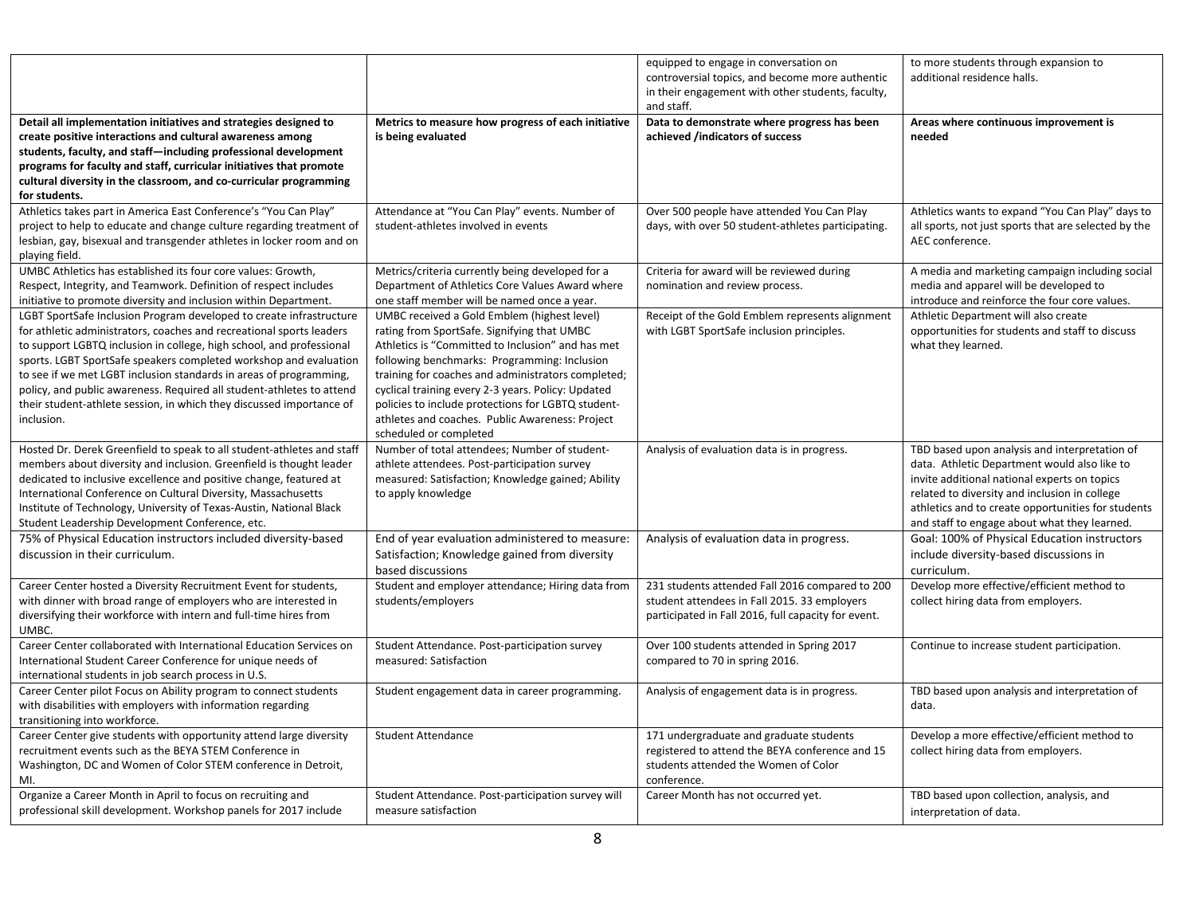| | | | |
|---|---|---|---|
| | | equipped to engage in conversation on controversial topics, and become more authentic in their engagement with other students, faculty, and staff. | to more students through expansion to additional residence halls. |
| **Detail all implementation initiatives and strategies designed to create positive interactions and cultural awareness among students, faculty, and staff—including professional development programs for faculty and staff, curricular initiatives that promote cultural diversity in the classroom, and co-curricular programming for students.** | **Metrics to measure how progress of each initiative is being evaluated** | **Data to demonstrate where progress has been achieved /indicators of success** | **Areas where continuous improvement is needed** |
| Athletics takes part in America East Conference's "You Can Play" project to help to educate and change culture regarding treatment of lesbian, gay, bisexual and transgender athletes in locker room and on playing field. | Attendance at "You Can Play" events. Number of student-athletes involved in events | Over 500 people have attended You Can Play days, with over 50 student-athletes participating. | Athletics wants to expand "You Can Play" days to all sports, not just sports that are selected by the AEC conference. |
| UMBC Athletics has established its four core values: Growth, Respect, Integrity, and Teamwork. Definition of respect includes initiative to promote diversity and inclusion within Department. | Metrics/criteria currently being developed for a Department of Athletics Core Values Award where one staff member will be named once a year. | Criteria for award will be reviewed during nomination and review process. | A media and marketing campaign including social media and apparel will be developed to introduce and reinforce the four core values. |
| LGBT SportSafe Inclusion Program developed to create infrastructure for athletic administrators, coaches and recreational sports leaders to support LGBTQ inclusion in college, high school, and professional sports. LGBT SportSafe speakers completed workshop and evaluation to see if we met LGBT inclusion standards in areas of programming, policy, and public awareness. Required all student-athletes to attend their student-athlete session, in which they discussed importance of inclusion. | UMBC received a Gold Emblem (highest level) rating from SportSafe. Signifying that UMBC Athletics is "Committed to Inclusion" and has met following benchmarks: Programming: Inclusion training for coaches and administrators completed; cyclical training every 2-3 years. Policy: Updated policies to include protections for LGBTQ student-athletes and coaches. Public Awareness: Project scheduled or completed | Receipt of the Gold Emblem represents alignment with LGBT SportSafe inclusion principles. | Athletic Department will also create opportunities for students and staff to discuss what they learned. |
| Hosted Dr. Derek Greenfield to speak to all student-athletes and staff members about diversity and inclusion. Greenfield is thought leader dedicated to inclusive excellence and positive change, featured at International Conference on Cultural Diversity, Massachusetts Institute of Technology, University of Texas-Austin, National Black Student Leadership Development Conference, etc. | Number of total attendees; Number of student-athlete attendees. Post-participation survey measured: Satisfaction; Knowledge gained; Ability to apply knowledge | Analysis of evaluation data is in progress. | TBD based upon analysis and interpretation of data. Athletic Department would also like to invite additional national experts on topics related to diversity and inclusion in college athletics and to create opportunities for students and staff to engage about what they learned. |
| 75% of Physical Education instructors included diversity-based discussion in their curriculum. | End of year evaluation administered to measure: Satisfaction; Knowledge gained from diversity based discussions | Analysis of evaluation data in progress. | Goal: 100% of Physical Education instructors include diversity-based discussions in curriculum. |
| Career Center hosted a Diversity Recruitment Event for students, with dinner with broad range of employers who are interested in diversifying their workforce with intern and full-time hires from UMBC. | Student and employer attendance; Hiring data from students/employers | 231 students attended Fall 2016 compared to 200 student attendees in Fall 2015. 33 employers participated in Fall 2016, full capacity for event. | Develop more effective/efficient method to collect hiring data from employers. |
| Career Center collaborated with International Education Services on International Student Career Conference for unique needs of international students in job search process in U.S. | Student Attendance. Post-participation survey measured: Satisfaction | Over 100 students attended in Spring 2017 compared to 70 in spring 2016. | Continue to increase student participation. |
| Career Center pilot Focus on Ability program to connect students with disabilities with employers with information regarding transitioning into workforce. | Student engagement data in career programming. | Analysis of engagement data is in progress. | TBD based upon analysis and interpretation of data. |
| Career Center give students with opportunity attend large diversity recruitment events such as the BEYA STEM Conference in Washington, DC and Women of Color STEM conference in Detroit, MI. | Student Attendance | 171 undergraduate and graduate students registered to attend the BEYA conference and 15 students attended the Women of Color conference. | Develop a more effective/efficient method to collect hiring data from employers. |
| Organize a Career Month in April to focus on recruiting and professional skill development. Workshop panels for 2017 include | Student Attendance. Post-participation survey will measure satisfaction | Career Month has not occurred yet. | TBD based upon collection, analysis, and interpretation of data. |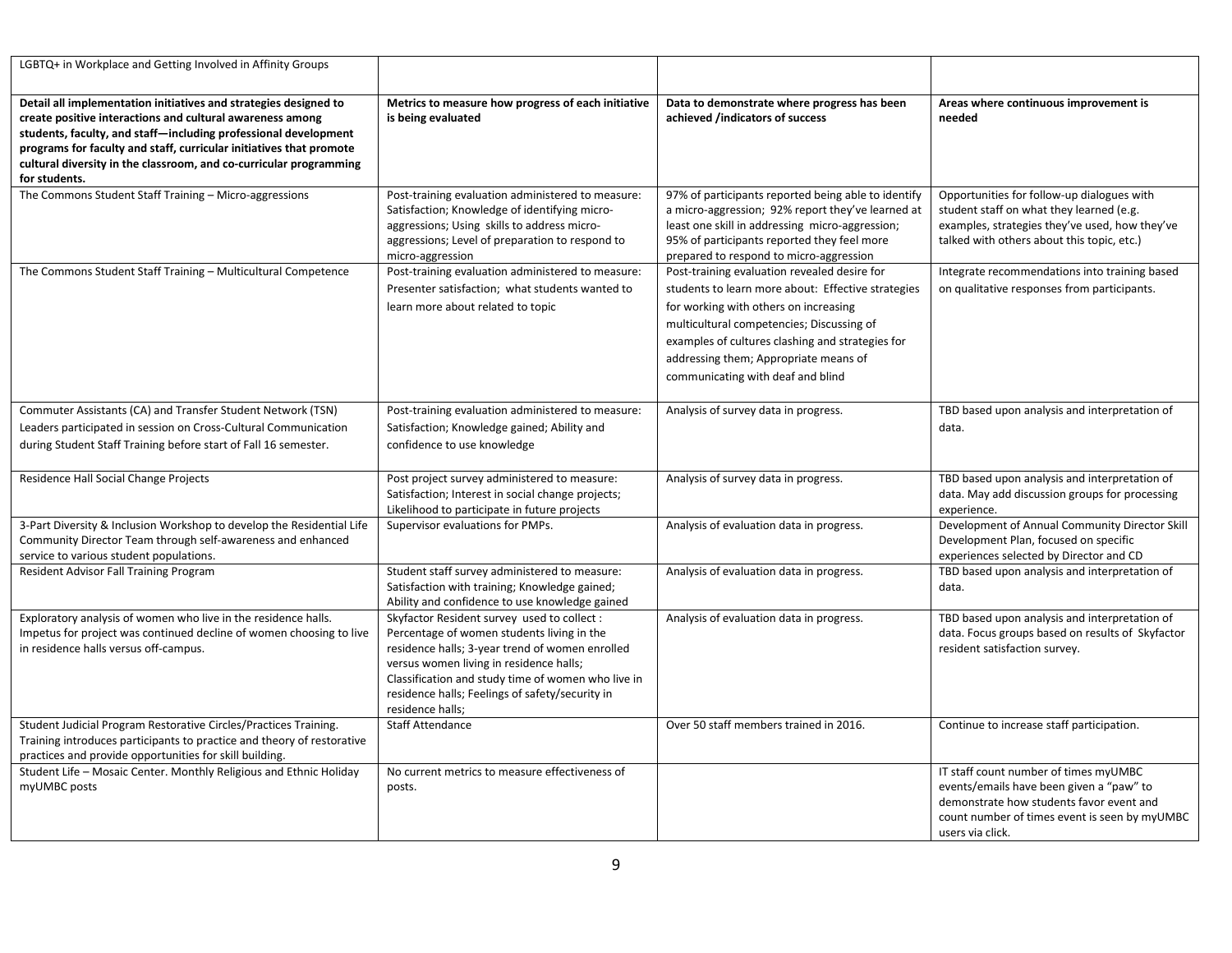| LGBTQ+ in Workplace and Getting Involved in Affinity Groups | | | |
|---|---|---|---|
| **Detail all implementation initiatives and strategies designed to create positive interactions and cultural awareness among students, faculty, and staff—including professional development programs for faculty and staff, curricular initiatives that promote cultural diversity in the classroom, and co-curricular programming for students.** | **Metrics to measure how progress of each initiative is being evaluated** | **Data to demonstrate where progress has been achieved /indicators of success** | **Areas where continuous improvement is needed** |
| The Commons Student Staff Training – Micro-aggressions | Post-training evaluation administered to measure: Satisfaction; Knowledge of identifying micro-aggressions; Using skills to address micro-aggressions; Level of preparation to respond to micro-aggression | 97% of participants reported being able to identify a micro-aggression; 92% report they've learned at least one skill in addressing micro-aggression; 95% of participants reported they feel more prepared to respond to micro-aggression | Opportunities for follow-up dialogues with student staff on what they learned (e.g. examples, strategies they've used, how they've talked with others about this topic, etc.) |
| The Commons Student Staff Training – Multicultural Competence | Post-training evaluation administered to measure: Presenter satisfaction; what students wanted to learn more about related to topic | Post-training evaluation revealed desire for students to learn more about: Effective strategies for working with others on increasing multicultural competencies; Discussing of examples of cultures clashing and strategies for addressing them; Appropriate means of communicating with deaf and blind | Integrate recommendations into training based on qualitative responses from participants. |
| Commuter Assistants (CA) and Transfer Student Network (TSN) Leaders participated in session on Cross-Cultural Communication during Student Staff Training before start of Fall 16 semester. | Post-training evaluation administered to measure: Satisfaction; Knowledge gained; Ability and confidence to use knowledge | Analysis of survey data in progress. | TBD based upon analysis and interpretation of data. |
| Residence Hall Social Change Projects | Post project survey administered to measure: Satisfaction; Interest in social change projects; Likelihood to participate in future projects | Analysis of survey data in progress. | TBD based upon analysis and interpretation of data. May add discussion groups for processing experience. |
| 3-Part Diversity & Inclusion Workshop to develop the Residential Life Community Director Team through self-awareness and enhanced service to various student populations. | Supervisor evaluations for PMPs. | Analysis of evaluation data in progress. | Development of Annual Community Director Skill Development Plan, focused on specific experiences selected by Director and CD |
| Resident Advisor Fall Training Program | Student staff survey administered to measure: Satisfaction with training; Knowledge gained; Ability and confidence to use knowledge gained | Analysis of evaluation data in progress. | TBD based upon analysis and interpretation of data. |
| Exploratory analysis of women who live in the residence halls. Impetus for project was continued decline of women choosing to live in residence halls versus off-campus. | Skyfactor Resident survey used to collect : Percentage of women students living in the residence halls; 3-year trend of women enrolled versus women living in residence halls; Classification and study time of women who live in residence halls; Feelings of safety/security in residence halls; | Analysis of evaluation data in progress. | TBD based upon analysis and interpretation of data. Focus groups based on results of Skyfactor resident satisfaction survey. |
| Student Judicial Program Restorative Circles/Practices Training. Training introduces participants to practice and theory of restorative practices and provide opportunities for skill building. | Staff Attendance | Over 50 staff members trained in 2016. | Continue to increase staff participation. |
| Student Life – Mosaic Center. Monthly Religious and Ethnic Holiday myUMBC posts | No current metrics to measure effectiveness of posts. | | IT staff count number of times myUMBC events/emails have been given a "paw" to demonstrate how students favor event and count number of times event is seen by myUMBC users via click. |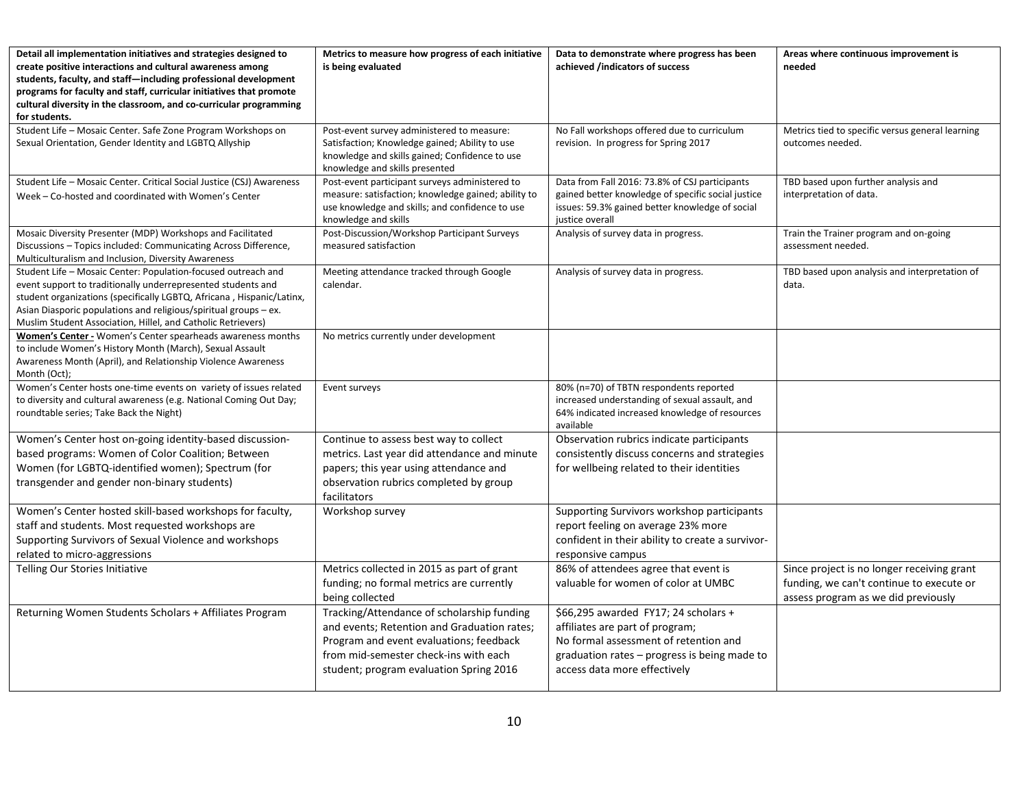| Detail all implementation initiatives and strategies designed to create positive interactions and cultural awareness among students, faculty, and staff—including professional development programs for faculty and staff, curricular initiatives that promote cultural diversity in the classroom, and co-curricular programming for students. | Metrics to measure how progress of each initiative is being evaluated | Data to demonstrate where progress has been achieved /indicators of success | Areas where continuous improvement is needed |
|---|---|---|---|
| Student Life – Mosaic Center. Safe Zone Program Workshops on Sexual Orientation, Gender Identity and LGBTQ Allyship | Post-event survey administered to measure: Satisfaction; Knowledge gained; Ability to use knowledge and skills gained; Confidence to use knowledge and skills presented | No Fall workshops offered due to curriculum revision. In progress for Spring 2017 | Metrics tied to specific versus general learning outcomes needed. |
| Student Life – Mosaic Center. Critical Social Justice (CSJ) Awareness Week – Co-hosted and coordinated with Women's Center | Post-event participant surveys administered to measure: satisfaction; knowledge gained; ability to use knowledge and skills; and confidence to use knowledge and skills | Data from Fall 2016: 73.8% of CSJ participants gained better knowledge of specific social justice issues: 59.3% gained better knowledge of social justice overall | TBD based upon further analysis and interpretation of data. |
| Mosaic Diversity Presenter (MDP) Workshops and Facilitated Discussions – Topics included: Communicating Across Difference, Multiculturalism and Inclusion, Diversity Awareness | Post-Discussion/Workshop Participant Surveys measured satisfaction | Analysis of survey data in progress. | Train the Trainer program and on-going assessment needed. |
| Student Life – Mosaic Center: Population-focused outreach and event support to traditionally underrepresented students and student organizations (specifically LGBTQ, Africana , Hispanic/Latinx, Asian Diasporic populations and religious/spiritual groups – ex. Muslim Student Association, Hillel, and Catholic Retrievers) | Meeting attendance tracked through Google calendar. | Analysis of survey data in progress. | TBD based upon analysis and interpretation of data. |
| **Women's Center -** Women's Center spearheads awareness months to include Women's History Month (March), Sexual Assault Awareness Month (April), and Relationship Violence Awareness Month (Oct); | No metrics currently under development | | |
| Women's Center hosts one-time events on variety of issues related to diversity and cultural awareness (e.g. National Coming Out Day; roundtable series; Take Back the Night) | Event surveys | 80% (n=70) of TBTN respondents reported increased understanding of sexual assault, and 64% indicated increased knowledge of resources available | |
| Women's Center host on-going identity-based discussion-based programs: Women of Color Coalition; Between Women (for LGBTQ-identified women); Spectrum (for transgender and gender non-binary students) | Continue to assess best way to collect metrics. Last year did attendance and minute papers; this year using attendance and observation rubrics completed by group facilitators | Observation rubrics indicate participants consistently discuss concerns and strategies for wellbeing related to their identities | |
| Women's Center hosted skill-based workshops for faculty, staff and students. Most requested workshops are Supporting Survivors of Sexual Violence and workshops related to micro-aggressions | Workshop survey | Supporting Survivors workshop participants report feeling on average 23% more confident in their ability to create a survivor-responsive campus | |
| Telling Our Stories Initiative | Metrics collected in 2015 as part of grant funding; no formal metrics are currently being collected | 86% of attendees agree that event is valuable for women of color at UMBC | Since project is no longer receiving grant funding, we can't continue to execute or assess program as we did previously |
| Returning Women Students Scholars + Affiliates Program | Tracking/Attendance of scholarship funding and events; Retention and Graduation rates; Program and event evaluations; feedback from mid-semester check-ins with each student; program evaluation Spring 2016 | $66,295 awarded FY17; 24 scholars + affiliates are part of program;<br>No formal assessment of retention and graduation rates – progress is being made to access data more effectively | |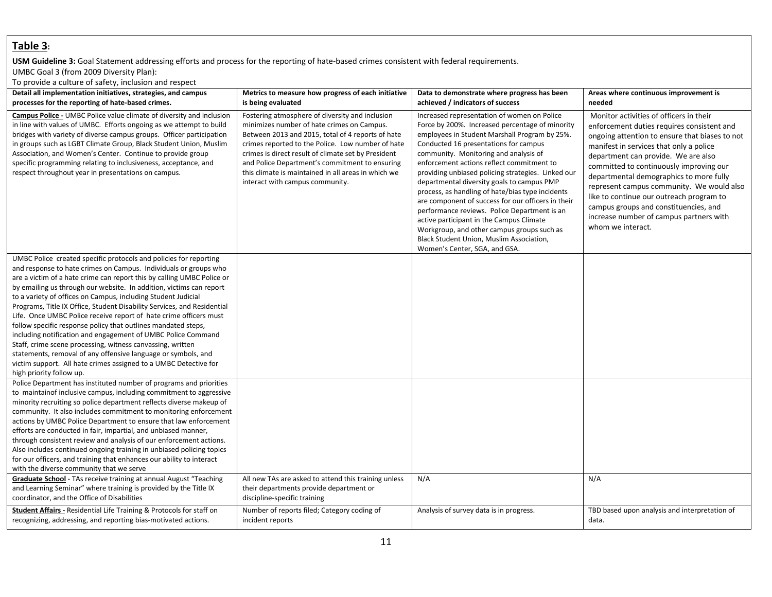**Table 3:**

**USM Guideline 3:** Goal Statement addressing efforts and process for the reporting of hate-based crimes consistent with federal requirements.

UMBC Goal 3 (from 2009 Diversity Plan):

To provide a culture of safety, inclusion and respect

| Detail all implementation initiatives, strategies, and campus processes for the reporting of hate-based crimes. | Metrics to measure how progress of each initiative is being evaluated | Data to demonstrate where progress has been achieved / indicators of success | Areas where continuous improvement is needed |
|---|---|---|---|
| **Campus Police -** UMBC Police value climate of diversity and inclusion in line with values of UMBC. Efforts ongoing as we attempt to build bridges with variety of diverse campus groups. Officer participation in groups such as LGBT Climate Group, Black Student Union, Muslim Association, and Women's Center. Continue to provide group specific programming relating to inclusiveness, acceptance, and respect throughout year in presentations on campus. | Fostering atmosphere of diversity and inclusion minimizes number of hate crimes on Campus. Between 2013 and 2015, total of 4 reports of hate crimes reported to the Police. Low number of hate crimes is direct result of climate set by President and Police Department's commitment to ensuring this climate is maintained in all areas in which we interact with campus community. | Increased representation of women on Police Force by 200%. Increased percentage of minority employees in Student Marshall Program by 25%. Conducted 16 presentations for campus community. Monitoring and analysis of enforcement actions reflect commitment to providing unbiased policing strategies. Linked our departmental diversity goals to campus PMP process, as handling of hate/bias type incidents are component of success for our officers in their performance reviews. Police Department is an active participant in the Campus Climate Workgroup, and other campus groups such as Black Student Union, Muslim Association, Women's Center, SGA, and GSA. | Monitor activities of officers in their enforcement duties requires consistent and ongoing attention to ensure that biases to not manifest in services that only a police department can provide. We are also committed to continuously improving our departmental demographics to more fully represent campus community. We would also like to continue our outreach program to campus groups and constituencies, and increase number of campus partners with whom we interact. |
| UMBC Police created specific protocols and policies for reporting and response to hate crimes on Campus. Individuals or groups who are a victim of a hate crime can report this by calling UMBC Police or by emailing us through our website. In addition, victims can report to a variety of offices on Campus, including Student Judicial Programs, Title IX Office, Student Disability Services, and Residential Life. Once UMBC Police receive report of hate crime officers must follow specific response policy that outlines mandated steps, including notification and engagement of UMBC Police Command Staff, crime scene processing, witness canvassing, written statements, removal of any offensive language or symbols, and victim support. All hate crimes assigned to a UMBC Detective for high priority follow up. | | | |
| Police Department has instituted number of programs and priorities to maintainof inclusive campus, including commitment to aggressive minority recruiting so police department reflects diverse makeup of community. It also includes commitment to monitoring enforcement actions by UMBC Police Department to ensure that law enforcement efforts are conducted in fair, impartial, and unbiased manner, through consistent review and analysis of our enforcement actions. Also includes continued ongoing training in unbiased policing topics for our officers, and training that enhances our ability to interact with the diverse community that we serve | | | |
| **Graduate School** - TAs receive training at annual August "Teaching and Learning Seminar" where training is provided by the Title IX coordinator, and the Office of Disabilities | All new TAs are asked to attend this training unless their departments provide department or discipline-specific training | N/A | N/A |
| **Student Affairs -** Residential Life Training & Protocols for staff on recognizing, addressing, and reporting bias-motivated actions. | Number of reports filed; Category coding of incident reports | Analysis of survey data is in progress. | TBD based upon analysis and interpretation of data. |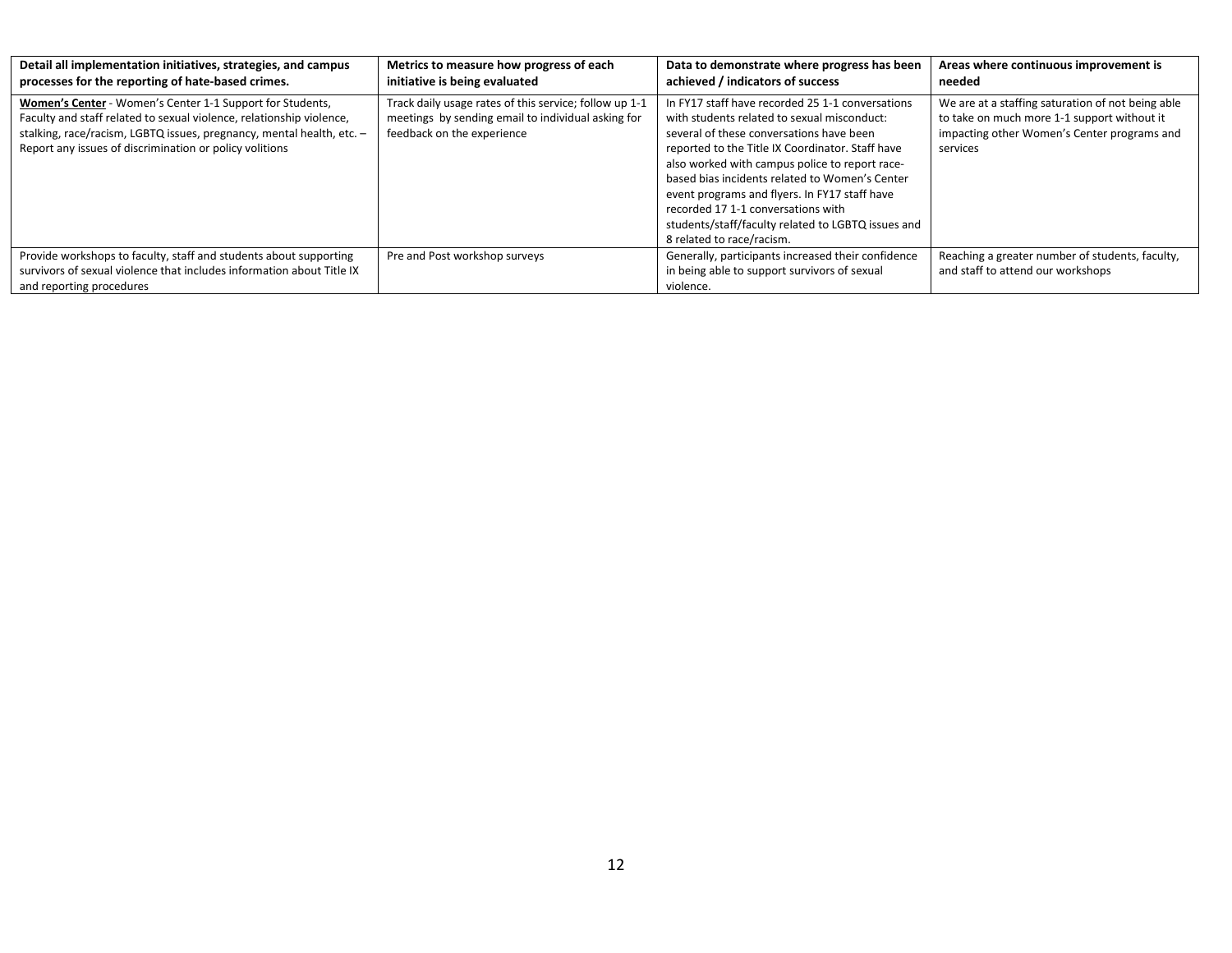| Detail all implementation initiatives, strategies, and campus processes for the reporting of hate-based crimes. | Metrics to measure how progress of each initiative is being evaluated | Data to demonstrate where progress has been achieved / indicators of success | Areas where continuous improvement is needed |
|---|---|---|---|
| **Women's Center** - Women's Center 1-1 Support for Students, Faculty and staff related to sexual violence, relationship violence, stalking, race/racism, LGBTQ issues, pregnancy, mental health, etc. – Report any issues of discrimination or policy volitions | Track daily usage rates of this service; follow up 1-1 meetings by sending email to individual asking for feedback on the experience | In FY17 staff have recorded 25 1-1 conversations with students related to sexual misconduct: several of these conversations have been reported to the Title IX Coordinator. Staff have also worked with campus police to report race-based bias incidents related to Women's Center event programs and flyers. In FY17 staff have recorded 17 1-1 conversations with students/staff/faculty related to LGBTQ issues and 8 related to race/racism. | We are at a staffing saturation of not being able to take on much more 1-1 support without it impacting other Women's Center programs and services |
| Provide workshops to faculty, staff and students about supporting survivors of sexual violence that includes information about Title IX and reporting procedures | Pre and Post workshop surveys | Generally, participants increased their confidence in being able to support survivors of sexual violence. | Reaching a greater number of students, faculty, and staff to attend our workshops |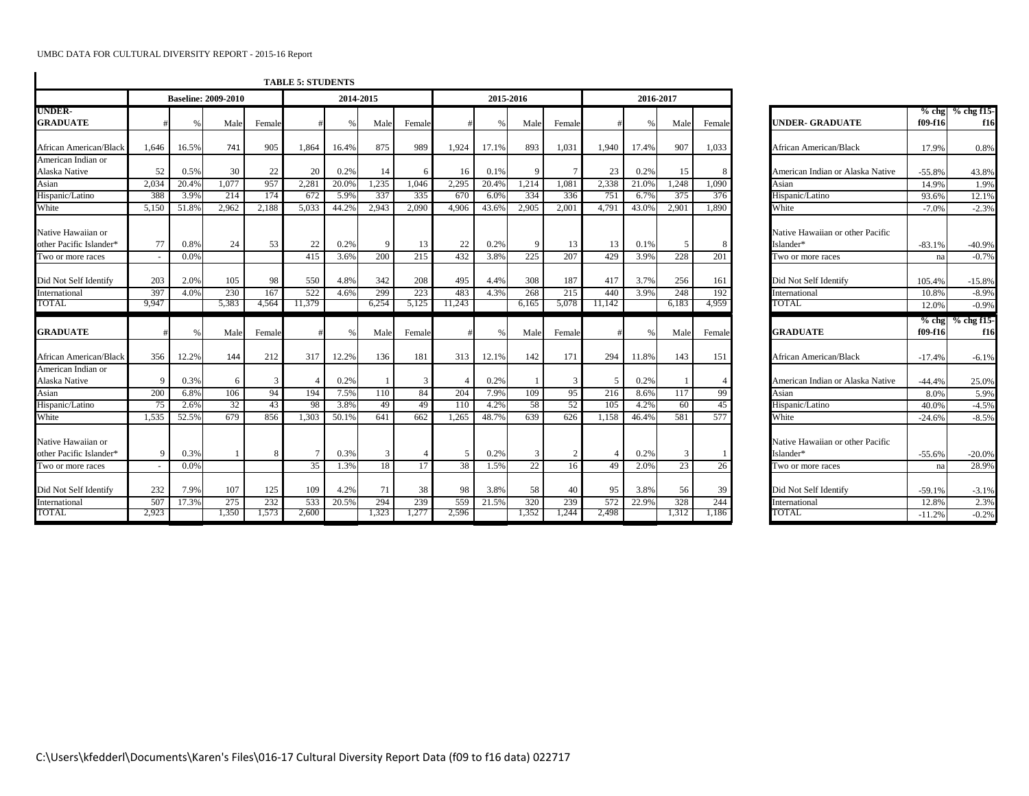UMBC DATA FOR CULTURAL DIVERSITY REPORT - 2015-16 Report

**TABLE 5: STUDENTS**

| | Baseline: 2009-2010 | | | | 2014-2015 | | | | 2015-2016 | | | | 2016-2017 | | | |
|---|---|---|---|---|---|---|---|---|---|---|---|---|---|---|---|---|
| **UNDER-GRADUATE** | # | % | Male | Female | # | % | Male | Female | # | % | Male | Female | # | % | Male | Female |
| African American/Black | 1,646 | 16.5% | 741 | 905 | 1,864 | 16.4% | 875 | 989 | 1,924 | 17.1% | 893 | 1,031 | 1,940 | 17.4% | 907 | 1,033 |
| American Indian or Alaska Native | 52 | 0.5% | 30 | 22 | 20 | 0.2% | 14 | 6 | 16 | 0.1% | 9 | 7 | 23 | 0.2% | 15 | 8 |
| Asian | 2,034 | 20.4% | 1,077 | 957 | 2,281 | 20.0% | 1,235 | 1,046 | 2,295 | 20.4% | 1,214 | 1,081 | 2,338 | 21.0% | 1,248 | 1,090 |
| Hispanic/Latino | 388 | 3.9% | 214 | 174 | 672 | 5.9% | 337 | 335 | 670 | 6.0% | 334 | 336 | 751 | 6.7% | 375 | 376 |
| White | 5,150 | 51.8% | 2,962 | 2,188 | 5,033 | 44.2% | 2,943 | 2,090 | 4,906 | 43.6% | 2,905 | 2,001 | 4,791 | 43.0% | 2,901 | 1,890 |
| Native Hawaiian or other Pacific Islander* | 77 | 0.8% | 24 | 53 | 22 | 0.2% | 9 | 13 | 22 | 0.2% | 9 | 13 | 13 | 0.1% | 5 | 8 |
| Two or more races | - | 0.0% | | | 415 | 3.6% | 200 | 215 | 432 | 3.8% | 225 | 207 | 429 | 3.9% | 228 | 201 |
| Did Not Self Identify | 203 | 2.0% | 105 | 98 | 550 | 4.8% | 342 | 208 | 495 | 4.4% | 308 | 187 | 417 | 3.7% | 256 | 161 |
| International | 397 | 4.0% | 230 | 167 | 522 | 4.6% | 299 | 223 | 483 | 4.3% | 268 | 215 | 440 | 3.9% | 248 | 192 |
| TOTAL | 9,947 | | 5,383 | 4,564 | 11,379 | | 6,254 | 5,125 | 11,243 | | 6,165 | 5,078 | 11,142 | | 6,183 | 4,959 |
| **GRADUATE** | # | % | Male | Female | # | % | Male | Female | # | % | Male | Female | # | % | Male | Female |
| African American/Black | 356 | 12.2% | 144 | 212 | 317 | 12.2% | 136 | 181 | 313 | 12.1% | 142 | 171 | 294 | 11.8% | 143 | 151 |
| American Indian or Alaska Native | 9 | 0.3% | 6 | 3 | 4 | 0.2% | 1 | 3 | 4 | 0.2% | 1 | 3 | 5 | 0.2% | 1 | 4 |
| Asian | 200 | 6.8% | 106 | 94 | 194 | 7.5% | 110 | 84 | 204 | 7.9% | 109 | 95 | 216 | 8.6% | 117 | 99 |
| Hispanic/Latino | 75 | 2.6% | 32 | 43 | 98 | 3.8% | 49 | 49 | 110 | 4.2% | 58 | 52 | 105 | 4.2% | 60 | 45 |
| White | 1,535 | 52.5% | 679 | 856 | 1,303 | 50.1% | 641 | 662 | 1,265 | 48.7% | 639 | 626 | 1,158 | 46.4% | 581 | 577 |
| Native Hawaiian or other Pacific Islander* | 9 | 0.3% | 1 | 8 | 7 | 0.3% | 3 | 4 | 5 | 0.2% | 3 | 2 | 4 | 0.2% | 3 | 1 |
| Two or more races | - | 0.0% | | | 35 | 1.3% | 18 | 17 | 38 | 1.5% | 22 | 16 | 49 | 2.0% | 23 | 26 |
| Did Not Self Identify | 232 | 7.9% | 107 | 125 | 109 | 4.2% | 71 | 38 | 98 | 3.8% | 58 | 40 | 95 | 3.8% | 56 | 39 |
| International | 507 | 17.3% | 275 | 232 | 533 | 20.5% | 294 | 239 | 559 | 21.5% | 320 | 239 | 572 | 22.9% | 328 | 244 |
| TOTAL | 2,923 | | 1,350 | 1,573 | 2,600 | | 1,323 | 1,277 | 2,596 | | 1,352 | 1,244 | 2,498 | | 1,312 | 1,186 |

| **UNDER- GRADUATE** | % chg f09-f16 | % chg f15-f16 |
|---|---|---|
| African American/Black | 17.9% | 0.8% |
| American Indian or Alaska Native | -55.8% | 43.8% |
| Asian | 14.9% | 1.9% |
| Hispanic/Latino | 93.6% | 12.1% |
| White | -7.0% | -2.3% |
| Native Hawaiian or other Pacific Islander* | -83.1% | -40.9% |
| Two or more races | na | -0.7% |
| Did Not Self Identify | 105.4% | -15.8% |
| International | 10.8% | -8.9% |
| TOTAL | 12.0% | -0.9% |
| **GRADUATE** | % chg f09-f16 | % chg f15-f16 |
| African American/Black | -17.4% | -6.1% |
| American Indian or Alaska Native | -44.4% | 25.0% |
| Asian | 8.0% | 5.9% |
| Hispanic/Latino | 40.0% | -4.5% |
| White | -24.6% | -8.5% |
| Native Hawaiian or other Pacific Islander* | -55.6% | -20.0% |
| Two or more races | na | 28.9% |
| Did Not Self Identify | -59.1% | -3.1% |
| International | 12.8% | 2.3% |
| TOTAL | -11.2% | -0.2% |

C:\Users\kfedderl\Documents\Karen's Files\016-17 Cultural Diversity Report Data (f09 to f16 data) 022717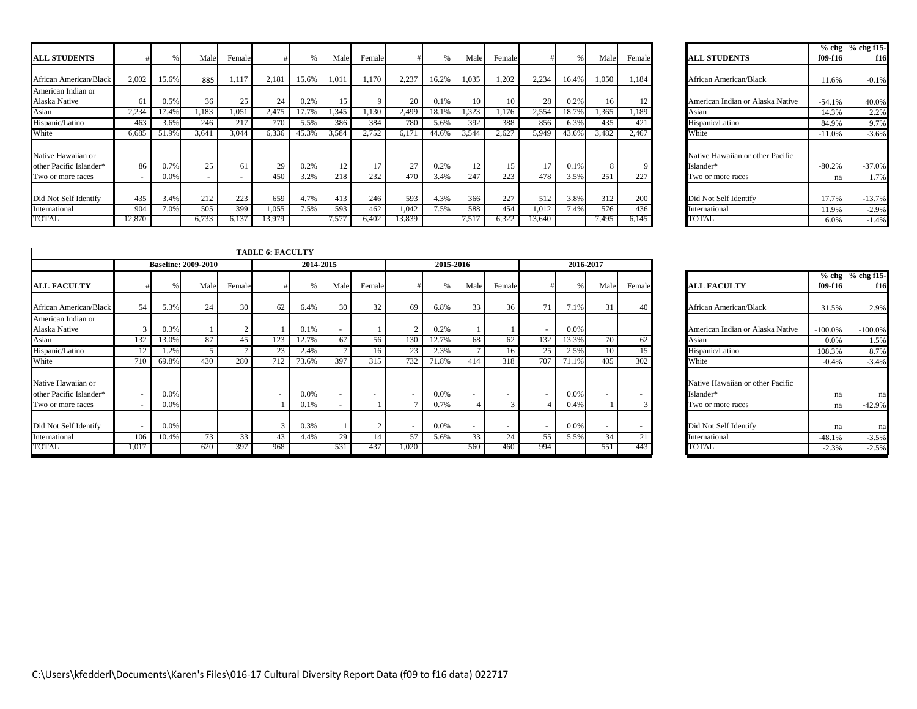| ALL STUDENTS | # | % | Male | Female | # | % | Male | Female | # | % | Male | Female | # | % | Male | Female |
|---|---|---|---|---|---|---|---|---|---|---|---|---|---|---|---|---|
| African American/Black | 2,002 | 15.6% | 885 | 1,117 | 2,181 | 15.6% | 1,011 | 1,170 | 2,237 | 16.2% | 1,035 | 1,202 | 2,234 | 16.4% | 1,050 | 1,184 |
| American Indian or Alaska Native | 61 | 0.5% | 36 | 25 | 24 | 0.2% | 15 | 9 | 20 | 0.1% | 10 | 10 | 28 | 0.2% | 16 | 12 |
| Asian | 2,234 | 17.4% | 1,183 | 1,051 | 2,475 | 17.7% | 1,345 | 1,130 | 2,499 | 18.1% | 1,323 | 1,176 | 2,554 | 18.7% | 1,365 | 1,189 |
| Hispanic/Latino | 463 | 3.6% | 246 | 217 | 770 | 5.5% | 386 | 384 | 780 | 5.6% | 392 | 388 | 856 | 6.3% | 435 | 421 |
| White | 6,685 | 51.9% | 3,641 | 3,044 | 6,336 | 45.3% | 3,584 | 2,752 | 6,171 | 44.6% | 3,544 | 2,627 | 5,949 | 43.6% | 3,482 | 2,467 |
| Native Hawaiian or other Pacific Islander* | 86 | 0.7% | 25 | 61 | 29 | 0.2% | 12 | 17 | 27 | 0.2% | 12 | 15 | 17 | 0.1% | 8 | 9 |
| Two or more races | - | 0.0% | - | - | 450 | 3.2% | 218 | 232 | 470 | 3.4% | 247 | 223 | 478 | 3.5% | 251 | 227 |
| Did Not Self Identify | 435 | 3.4% | 212 | 223 | 659 | 4.7% | 413 | 246 | 593 | 4.3% | 366 | 227 | 512 | 3.8% | 312 | 200 |
| International | 904 | 7.0% | 505 | 399 | 1,055 | 7.5% | 593 | 462 | 1,042 | 7.5% | 588 | 454 | 1,012 | 7.4% | 576 | 436 |
| TOTAL | 12,870 | | 6,733 | 6,137 | 13,979 | | 7,577 | 6,402 | 13,839 | | 7,517 | 6,322 | 13,640 | | 7,495 | 6,145 |

| ALL STUDENTS | % chg f09-f16 | % chg f15-f16 |
|---|---|---|
| African American/Black | 11.6% | -0.1% |
| American Indian or Alaska Native | -54.1% | 40.0% |
| Asian | 14.3% | 2.2% |
| Hispanic/Latino | 84.9% | 9.7% |
| White | -11.0% | -3.6% |
| Native Hawaiian or other Pacific Islander* | -80.2% | -37.0% |
| Two or more races | na | 1.7% |
| Did Not Self Identify | 17.7% | -13.7% |
| International | 11.9% | -2.9% |
| TOTAL | 6.0% | -1.4% |

**TABLE 6: FACULTY**

| | Baseline: 2009-2010 | | | | 2014-2015 | | | | 2015-2016 | | | | 2016-2017 | | | |
|---|---|---|---|---|---|---|---|---|---|---|---|---|---|---|---|---|
| ALL FACULTY | # | % | Male | Female | # | % | Male | Female | # | % | Male | Female | # | % | Male | Female |
| African American/Black | 54 | 5.3% | 24 | 30 | 62 | 6.4% | 30 | 32 | 69 | 6.8% | 33 | 36 | 71 | 7.1% | 31 | 40 |
| American Indian or Alaska Native | 3 | 0.3% | 1 | 2 | 1 | 0.1% | - | 1 | 2 | 0.2% | 1 | 1 | - | 0.0% | | |
| Asian | 132 | 13.0% | 87 | 45 | 123 | 12.7% | 67 | 56 | 130 | 12.7% | 68 | 62 | 132 | 13.3% | 70 | 62 |
| Hispanic/Latino | 12 | 1.2% | 5 | 7 | 23 | 2.4% | 7 | 16 | 23 | 2.3% | 7 | 16 | 25 | 2.5% | 10 | 15 |
| White | 710 | 69.8% | 430 | 280 | 712 | 73.6% | 397 | 315 | 732 | 71.8% | 414 | 318 | 707 | 71.1% | 405 | 302 |
| Native Hawaiian or other Pacific Islander* | - | 0.0% | | | - | 0.0% | - | - | - | 0.0% | - | - | - | 0.0% | - | - |
| Two or more races | - | 0.0% | | | 1 | 0.1% | - | 1 | 7 | 0.7% | 4 | 3 | 4 | 0.4% | 1 | 3 |
| Did Not Self Identify | - | 0.0% | | | 3 | 0.3% | 1 | 2 | - | 0.0% | - | - | - | 0.0% | - | - |
| International | 106 | 10.4% | 73 | 33 | 43 | 4.4% | 29 | 14 | 57 | 5.6% | 33 | 24 | 55 | 5.5% | 34 | 21 |
| TOTAL | 1,017 | | 620 | 397 | 968 | | 531 | 437 | 1,020 | | 560 | 460 | 994 | | 551 | 443 |

| ALL FACULTY | % chg f09-f16 | % chg f15-f16 |
|---|---|---|
| African American/Black | 31.5% | 2.9% |
| American Indian or Alaska Native | -100.0% | -100.0% |
| Asian | 0.0% | 1.5% |
| Hispanic/Latino | 108.3% | 8.7% |
| White | -0.4% | -3.4% |
| Native Hawaiian or other Pacific Islander* | na | na |
| Two or more races | na | -42.9% |
| Did Not Self Identify | na | na |
| International | -48.1% | -3.5% |
| TOTAL | -2.3% | -2.5% |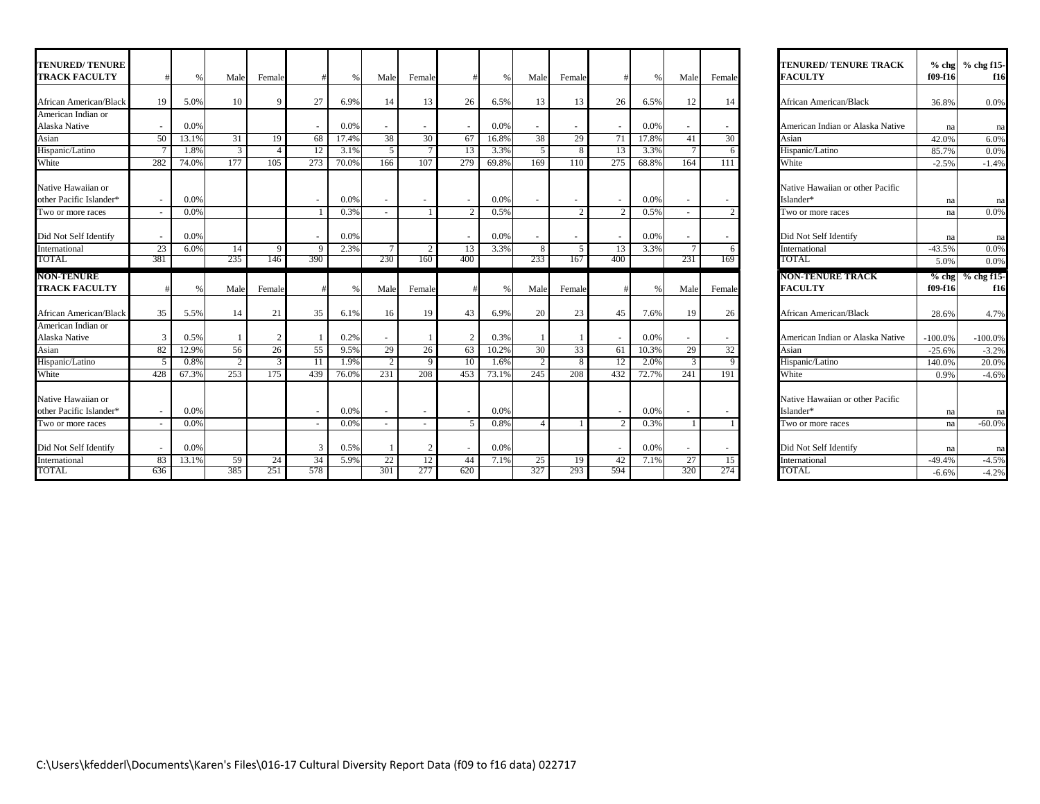| TENURED/ TENURE TRACK FACULTY | # | % | Male | Female | # | % | Male | Female | # | % | Male | Female | # | % | Male | Female |
|---|---|---|---|---|---|---|---|---|---|---|---|---|---|---|---|---|
| African American/Black | 19 | 5.0% | 10 | 9 | 27 | 6.9% | 14 | 13 | 26 | 6.5% | 13 | 13 | 26 | 6.5% | 12 | 14 |
| American Indian or Alaska Native | - | 0.0% | | | - | 0.0% | - | - | - | 0.0% | - | - | - | 0.0% | - | - |
| Asian | 50 | 13.1% | 31 | 19 | 68 | 17.4% | 38 | 30 | 67 | 16.8% | 38 | 29 | 71 | 17.8% | 41 | 30 |
| Hispanic/Latino | 7 | 1.8% | 3 | 4 | 12 | 3.1% | 5 | 7 | 13 | 3.3% | 5 | 8 | 13 | 3.3% | 7 | 6 |
| White | 282 | 74.0% | 177 | 105 | 273 | 70.0% | 166 | 107 | 279 | 69.8% | 169 | 110 | 275 | 68.8% | 164 | 111 |
| Native Hawaiian or other Pacific Islander* | - | 0.0% | | | - | 0.0% | - | - | - | 0.0% | - | - | - | 0.0% | - | - |
| Two or more races | - | 0.0% | | | 1 | 0.3% | - | 1 | 2 | 0.5% | | 2 | 2 | 0.5% | - | 2 |
| Did Not Self Identify | - | 0.0% | | | - | 0.0% | | | - | 0.0% | - | - | - | 0.0% | - | - |
| International | 23 | 6.0% | 14 | 9 | 9 | 2.3% | 7 | 2 | 13 | 3.3% | 8 | 5 | 13 | 3.3% | 7 | 6 |
| TOTAL | 381 | | 235 | 146 | 390 | | 230 | 160 | 400 | | 233 | 167 | 400 | | 231 | 169 |
| **NON-TENURE TRACK FACULTY** | # | % | Male | Female | # | % | Male | Female | # | % | Male | Female | # | % | Male | Female |
| African American/Black | 35 | 5.5% | 14 | 21 | 35 | 6.1% | 16 | 19 | 43 | 6.9% | 20 | 23 | 45 | 7.6% | 19 | 26 |
| American Indian or Alaska Native | 3 | 0.5% | 1 | 2 | 1 | 0.2% | - | 1 | 2 | 0.3% | 1 | 1 | - | 0.0% | - | - |
| Asian | 82 | 12.9% | 56 | 26 | 55 | 9.5% | 29 | 26 | 63 | 10.2% | 30 | 33 | 61 | 10.3% | 29 | 32 |
| Hispanic/Latino | 5 | 0.8% | 2 | 3 | 11 | 1.9% | 2 | 9 | 10 | 1.6% | 2 | 8 | 12 | 2.0% | 3 | 9 |
| White | 428 | 67.3% | 253 | 175 | 439 | 76.0% | 231 | 208 | 453 | 73.1% | 245 | 208 | 432 | 72.7% | 241 | 191 |
| Native Hawaiian or other Pacific Islander* | - | 0.0% | | | - | 0.0% | - | - | - | 0.0% | | | - | 0.0% | - | - |
| Two or more races | - | 0.0% | | | - | 0.0% | - | - | 5 | 0.8% | 4 | 1 | 2 | 0.3% | 1 | 1 |
| Did Not Self Identify | - | 0.0% | | | 3 | 0.5% | 1 | 2 | - | 0.0% | | | - | 0.0% | - | - |
| International | 83 | 13.1% | 59 | 24 | 34 | 5.9% | 22 | 12 | 44 | 7.1% | 25 | 19 | 42 | 7.1% | 27 | 15 |
| TOTAL | 636 | | 385 | 251 | 578 | | 301 | 277 | 620 | | 327 | 293 | 594 | | 320 | 274 |

| TENURED/ TENURE TRACK FACULTY | % chg f09-f16 | % chg f15-f16 |
|---|---|---|
| African American/Black | 36.8% | 0.0% |
| American Indian or Alaska Native | na | na |
| Asian | 42.0% | 6.0% |
| Hispanic/Latino | 85.7% | 0.0% |
| White | -2.5% | -1.4% |
| Native Hawaiian or other Pacific Islander* | na | na |
| Two or more races | na | 0.0% |
| Did Not Self Identify | na | na |
| International | -43.5% | 0.0% |
| TOTAL | 5.0% | 0.0% |
| **NON-TENURE TRACK FACULTY** | **% chg f09-f16** | **% chg f15-f16** |
| African American/Black | 28.6% | 4.7% |
| American Indian or Alaska Native | -100.0% | -100.0% |
| Asian | -25.6% | -3.2% |
| Hispanic/Latino | 140.0% | 20.0% |
| White | 0.9% | -4.6% |
| Native Hawaiian or other Pacific Islander* | na | na |
| Two or more races | na | -60.0% |
| Did Not Self Identify | na | na |
| International | -49.4% | -4.5% |
| TOTAL | -6.6% | -4.2% |

C:\Users\kfedderl\Documents\Karen's Files\016-17 Cultural Diversity Report Data (f09 to f16 data) 022717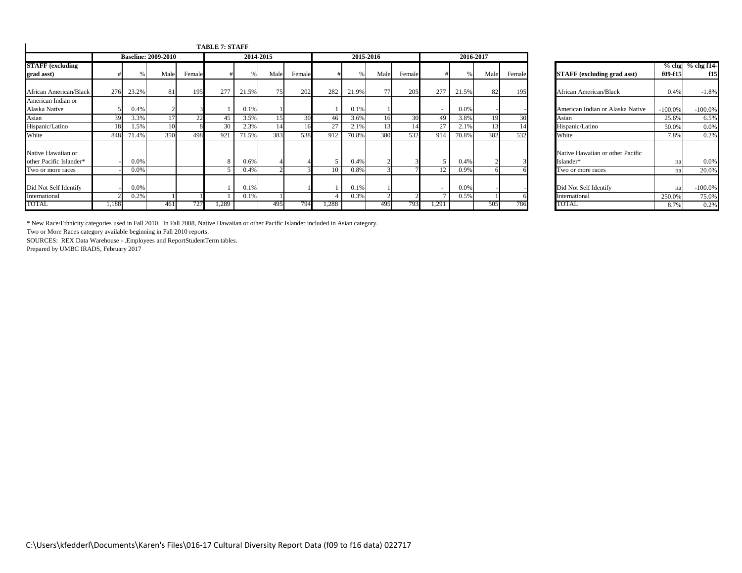**TABLE 7: STAFF**

| STAFF (excluding grad asst) | Baseline: 2009-2010 | | | | 2014-2015 | | | | 2015-2016 | | | | 2016-2017 | | | |
|---|---|---|---|---|---|---|---|---|---|---|---|---|---|---|---|---|
| | # | % | Male | Female | # | % | Male | Female | # | % | Male | Female | # | % | Male | Female |
| African American/Black | 276 | 23.2% | 81 | 195 | 277 | 21.5% | 75 | 202 | 282 | 21.9% | 77 | 205 | 277 | 21.5% | 82 | 195 |
| American Indian or Alaska Native | 5 | 0.4% | 2 | 3 | 1 | 0.1% | 1 | | 1 | 0.1% | 1 | | - | 0.0% | - | - |
| Asian | 39 | 3.3% | 17 | 22 | 45 | 3.5% | 15 | 30 | 46 | 3.6% | 16 | 30 | 49 | 3.8% | 19 | 30 |
| Hispanic/Latino | 18 | 1.5% | 10 | 8 | 30 | 2.3% | 14 | 16 | 27 | 2.1% | 13 | 14 | 27 | 2.1% | 13 | 14 |
| White | 848 | 71.4% | 350 | 498 | 921 | 71.5% | 383 | 538 | 912 | 70.8% | 380 | 532 | 914 | 70.8% | 382 | 532 |
| Native Hawaiian or other Pacific Islander* | - | 0.0% | | | 8 | 0.6% | 4 | 4 | 5 | 0.4% | 2 | 3 | 5 | 0.4% | 2 | 3 |
| Two or more races | - | 0.0% | | | 5 | 0.4% | 2 | 3 | 10 | 0.8% | 3 | 7 | 12 | 0.9% | 6 | 6 |
| Did Not Self Identify | - | 0.0% | | | 1 | 0.1% | | 1 | 1 | 0.1% | 1 | | - | 0.0% | - | - |
| International | 2 | 0.2% | 1 | 1 | 1 | 0.1% | 1 | | 4 | 0.3% | 2 | 2 | 7 | 0.5% | 1 | 6 |
| TOTAL | 1,188 | | 461 | 727 | 1,289 | | 495 | 794 | 1,288 | | 495 | 793 | 1,291 | | 505 | 786 |

| STAFF (excluding grad asst) | % chg f09-f15 | % chg f14-f15 |
|---|---|---|
| African American/Black | 0.4% | -1.8% |
| American Indian or Alaska Native | -100.0% | -100.0% |
| Asian | 25.6% | 6.5% |
| Hispanic/Latino | 50.0% | 0.0% |
| White | 7.8% | 0.2% |
| Native Hawaiian or other Pacific Islander* | na | 0.0% |
| Two or more races | na | 20.0% |
| Did Not Self Identify | na | -100.0% |
| International | 250.0% | 75.0% |
| TOTAL | 8.7% | 0.2% |

* New Race/Ethnicity categories used in Fall 2010. In Fall 2008, Native Hawaiian or other Pacific Islander included in Asian category.

Two or More Races category available beginning in Fall 2010 reports.

SOURCES: REX Data Warehouse - .Employees and ReportStudentTerm tables.

Prepared by UMBC IRADS, February 2017

C:\Users\kfedderl\Documents\Karen's Files\016-17 Cultural Diversity Report Data (f09 to f16 data) 022717